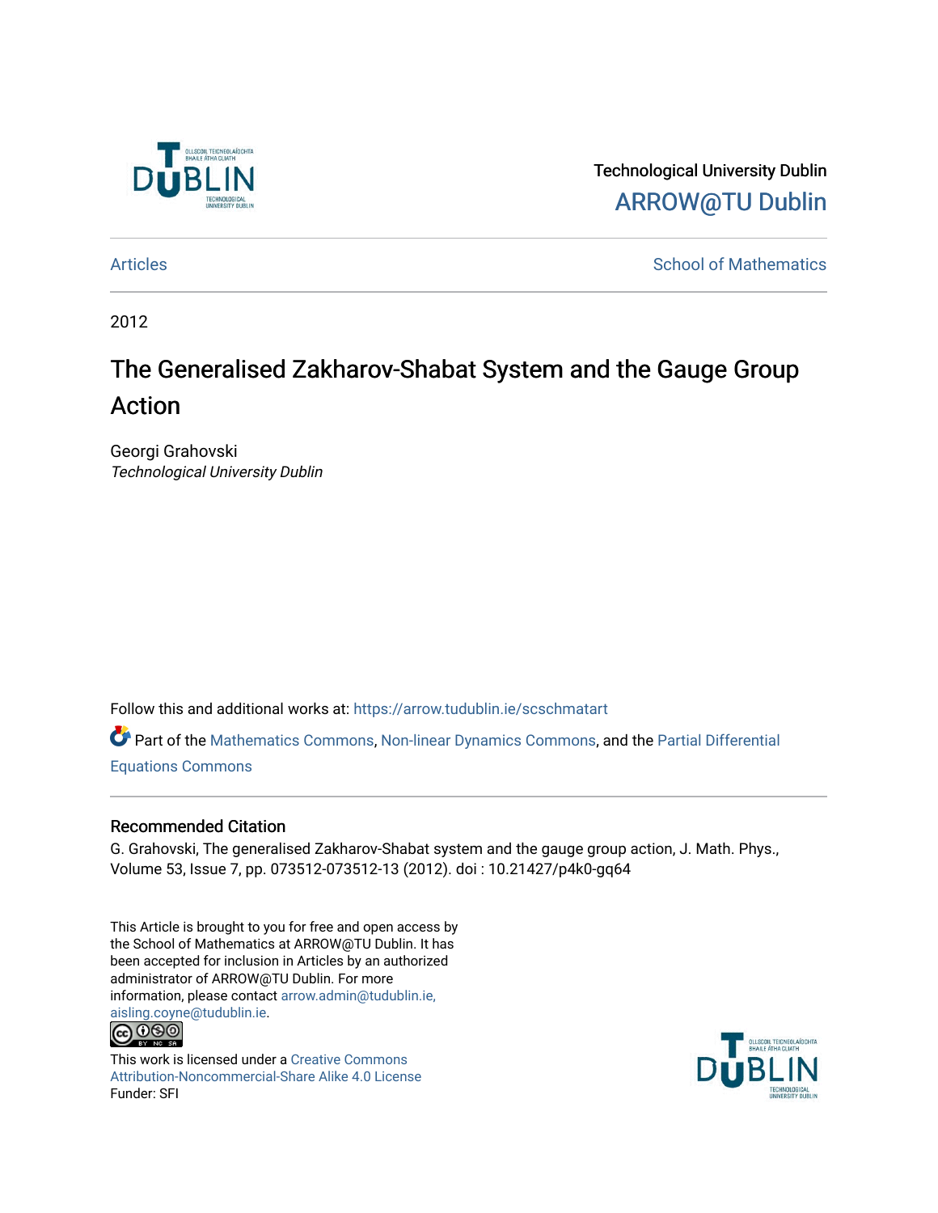Technological University Dublin

ARROW@TU Dublin

Articles

School of Mathematics

2012

# The Generalised Zakharov-Shabat System and the Gauge Group Action

Georgi Grahovski
*Technological University Dublin*

Follow this and additional works at: https://arrow.tudublin.ie/scschmatart

Part of the Mathematics Commons, Non-linear Dynamics Commons, and the Partial Differential Equations Commons

## Recommended Citation

G. Grahovski, The generalised Zakharov-Shabat system and the gauge group action, J. Math. Phys., Volume 53, Issue 7, pp. 073512-073512-13 (2012). doi : 10.21427/p4k0-gq64

This Article is brought to you for free and open access by the School of Mathematics at ARROW@TU Dublin. It has been accepted for inclusion in Articles by an authorized administrator of ARROW@TU Dublin. For more information, please contact arrow.admin@tudublin.ie, aisling.coyne@tudublin.ie.

This work is licensed under a Creative Commons Attribution-Noncommercial-Share Alike 4.0 License
Funder: SFI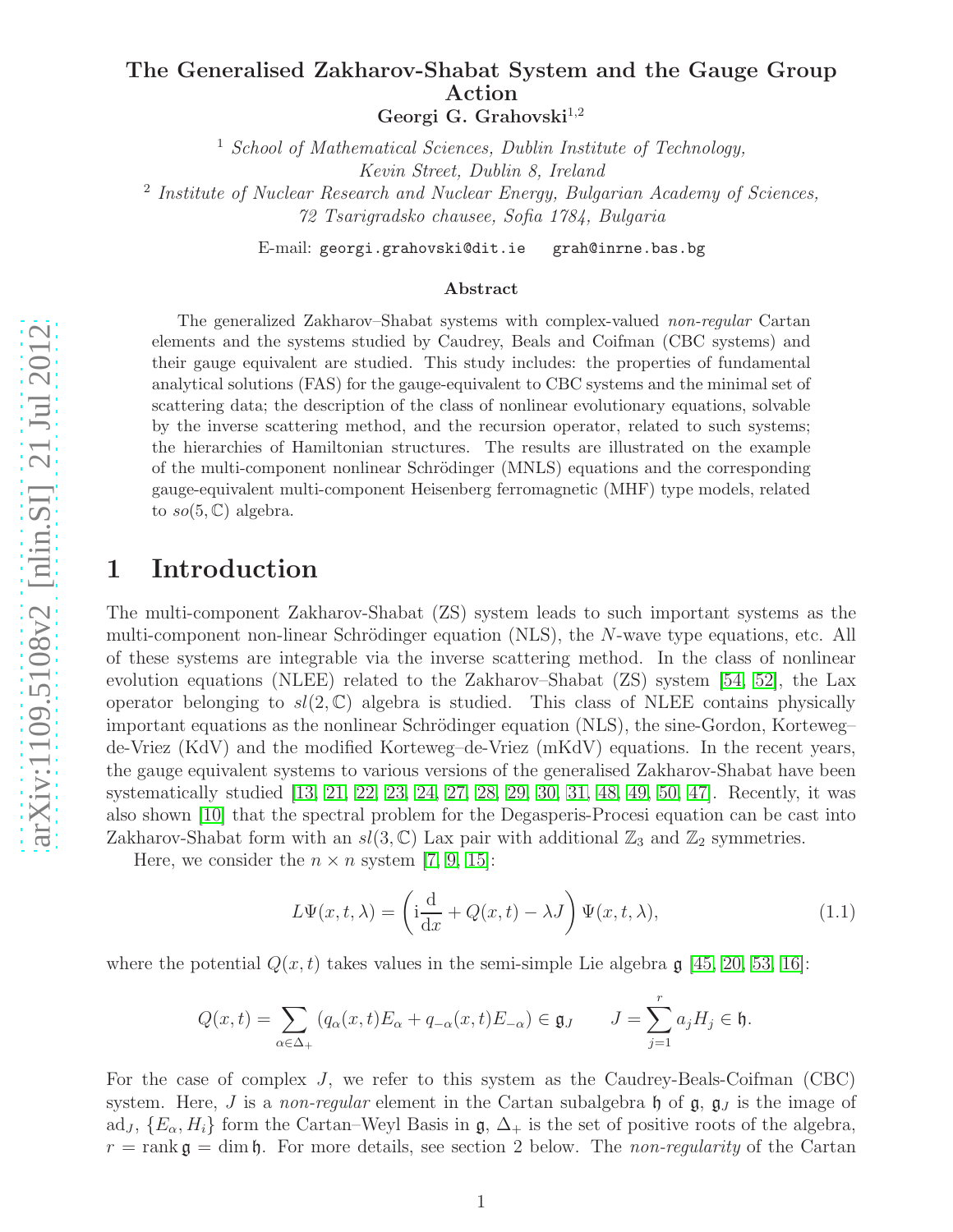# The Generalised Zakharov-Shabat System and the Gauge Group Action

**Georgi G. Grahovski**[1,2]

[1] *School of Mathematical Sciences, Dublin Institute of Technology, Kevin Street, Dublin 8, Ireland*

[2] *Institute of Nuclear Research and Nuclear Energy, Bulgarian Academy of Sciences, 72 Tsarigradsko chausee, Sofia 1784, Bulgaria*

E-mail: `georgi.grahovski@dit.ie`  `grah@inrne.bas.bg`

### Abstract

The generalized Zakharov–Shabat systems with complex-valued *non-regular* Cartan elements and the systems studied by Caudrey, Beals and Coifman (CBC systems) and their gauge equivalent are studied. This study includes: the properties of fundamental analytical solutions (FAS) for the gauge-equivalent to CBC systems and the minimal set of scattering data; the description of the class of nonlinear evolutionary equations, solvable by the inverse scattering method, and the recursion operator, related to such systems; the hierarchies of Hamiltonian structures. The results are illustrated on the example of the multi-component nonlinear Schrödinger (MNLS) equations and the corresponding gauge-equivalent multi-component Heisenberg ferromagnetic (MHF) type models, related to $so(5,\mathbb{C})$ algebra.

## 1 Introduction

The multi-component Zakharov-Shabat (ZS) system leads to such important systems as the multi-component non-linear Schrödinger equation (NLS), the $N$-wave type equations, etc. All of these systems are integrable via the inverse scattering method. In the class of nonlinear evolution equations (NLEE) related to the Zakharov–Shabat (ZS) system [54, 52], the Lax operator belonging to $sl(2,\mathbb{C})$ algebra is studied. This class of NLEE contains physically important equations as the nonlinear Schrödinger equation (NLS), the sine-Gordon, Korteweg–de-Vriez (KdV) and the modified Korteweg–de-Vriez (mKdV) equations. In the recent years, the gauge equivalent systems to various versions of the generalised Zakharov-Shabat have been systematically studied [13, 21, 22, 23, 24, 27, 28, 29, 30, 31, 48, 49, 50, 47]. Recently, it was also shown [10] that the spectral problem for the Degasperis-Procesi equation can be cast into Zakharov-Shabat form with an $sl(3,\mathbb{C})$ Lax pair with additional $\mathbb{Z}_3$ and $\mathbb{Z}_2$ symmetries.

Here, we consider the $n\times n$ system [7, 9, 15]:

$$L\Psi(x,t,\lambda) = \left(\mathrm{i}\frac{\mathrm{d}}{\mathrm{d}x} + Q(x,t) - \lambda J\right)\Psi(x,t,\lambda), \tag{1.1}$$

where the potential $Q(x,t)$ takes values in the semi-simple Lie algebra $\mathfrak{g}$ [45, 20, 53, 16]:

$$Q(x,t) = \sum_{\alpha\in\Delta_+}\left(q_\alpha(x,t)E_\alpha + q_{-\alpha}(x,t)E_{-\alpha}\right) \in \mathfrak{g}_J \qquad J = \sum_{j=1}^{r} a_j H_j \in \mathfrak{h}.$$

For the case of complex $J$, we refer to this system as the Caudrey-Beals-Coifman (CBC) system. Here, $J$ is a *non-regular* element in the Cartan subalgebra $\mathfrak{h}$ of $\mathfrak{g}$, $\mathfrak{g}_J$ is the image of $\mathrm{ad}_J$, $\{E_\alpha, H_i\}$ form the Cartan–Weyl Basis in $\mathfrak{g}$, $\Delta_+$ is the set of positive roots of the algebra, $r = \operatorname{rank}\mathfrak{g} = \dim\mathfrak{h}$. For more details, see section 2 below. The *non-regularity* of the Cartan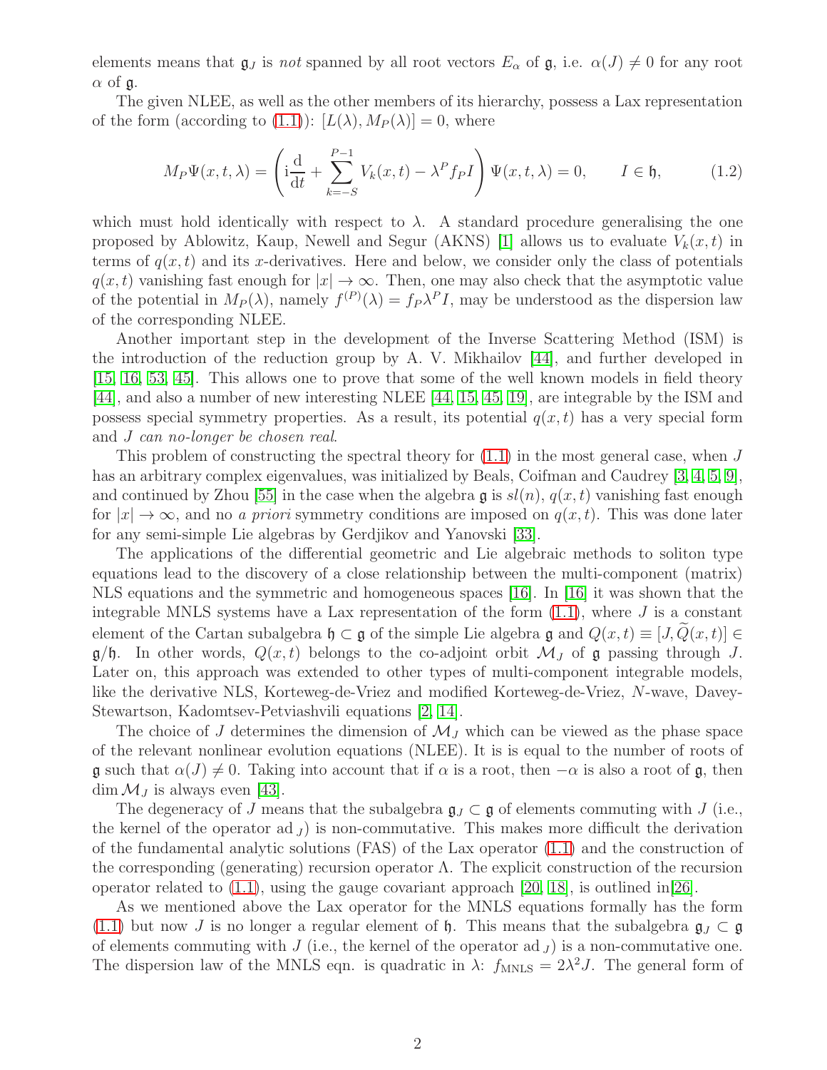elements means that $\mathfrak{g}_J$ is *not* spanned by all root vectors $E_\alpha$ of $\mathfrak{g}$, i.e. $\alpha(J) \neq 0$ for any root $\alpha$ of $\mathfrak{g}$.

The given NLEE, as well as the other members of its hierarchy, possess a Lax representation of the form (according to (1.1)): $[L(\lambda), M_P(\lambda)] = 0$, where

$$M_P\Psi(x,t,\lambda) = \left( \mathrm{i}\frac{\mathrm{d}}{\mathrm{d}t} + \sum_{k=-S}^{P-1} V_k(x,t) - \lambda^P f_P I \right) \Psi(x,t,\lambda) = 0, \qquad I \in \mathfrak{h}, \tag{1.2}$$

which must hold identically with respect to $\lambda$. A standard procedure generalising the one proposed by Ablowitz, Kaup, Newell and Segur (AKNS) [1] allows us to evaluate $V_k(x,t)$ in terms of $q(x,t)$ and its $x$-derivatives. Here and below, we consider only the class of potentials $q(x,t)$ vanishing fast enough for $|x| \to \infty$. Then, one may also check that the asymptotic value of the potential in $M_P(\lambda)$, namely $f^{(P)}(\lambda) = f_P\lambda^P I$, may be understood as the dispersion law of the corresponding NLEE.

Another important step in the development of the Inverse Scattering Method (ISM) is the introduction of the reduction group by A. V. Mikhailov [44], and further developed in [15, 16, 53, 45]. This allows one to prove that some of the well known models in field theory [44], and also a number of new interesting NLEE [44, 15, 45, 19], are integrable by the ISM and possess special symmetry properties. As a result, its potential $q(x,t)$ has a very special form and $J$ *can no-longer be chosen real*.

This problem of constructing the spectral theory for (1.1) in the most general case, when $J$ has an arbitrary complex eigenvalues, was initialized by Beals, Coifman and Caudrey [3, 4, 5, 9], and continued by Zhou [55] in the case when the algebra $\mathfrak{g}$ is $sl(n)$, $q(x,t)$ vanishing fast enough for $|x| \to \infty$, and no *a priori* symmetry conditions are imposed on $q(x,t)$. This was done later for any semi-simple Lie algebras by Gerdjikov and Yanovski [33].

The applications of the differential geometric and Lie algebraic methods to soliton type equations lead to the discovery of a close relationship between the multi-component (matrix) NLS equations and the symmetric and homogeneous spaces [16]. In [16] it was shown that the integrable MNLS systems have a Lax representation of the form (1.1), where $J$ is a constant element of the Cartan subalgebra $\mathfrak{h} \subset \mathfrak{g}$ of the simple Lie algebra $\mathfrak{g}$ and $Q(x,t) \equiv [J, \widetilde{Q}(x,t)] \in \mathfrak{g}/\mathfrak{h}$. In other words, $Q(x,t)$ belongs to the co-adjoint orbit $\mathcal{M}_J$ of $\mathfrak{g}$ passing through $J$. Later on, this approach was extended to other types of multi-component integrable models, like the derivative NLS, Korteweg-de-Vriez and modified Korteweg-de-Vriez, $N$-wave, Davey-Stewartson, Kadomtsev-Petviashvili equations [2, 14].

The choice of $J$ determines the dimension of $\mathcal{M}_J$ which can be viewed as the phase space of the relevant nonlinear evolution equations (NLEE). It is is equal to the number of roots of $\mathfrak{g}$ such that $\alpha(J) \neq 0$. Taking into account that if $\alpha$ is a root, then $-\alpha$ is also a root of $\mathfrak{g}$, then $\dim \mathcal{M}_J$ is always even [43].

The degeneracy of $J$ means that the subalgebra $\mathfrak{g}_J \subset \mathfrak{g}$ of elements commuting with $J$ (i.e., the kernel of the operator $\mathrm{ad}_J$) is non-commutative. This makes more difficult the derivation of the fundamental analytic solutions (FAS) of the Lax operator (1.1) and the construction of the corresponding (generating) recursion operator $\Lambda$. The explicit construction of the recursion operator related to (1.1), using the gauge covariant approach [20, 18], is outlined in[26].

As we mentioned above the Lax operator for the MNLS equations formally has the form (1.1) but now $J$ is no longer a regular element of $\mathfrak{h}$. This means that the subalgebra $\mathfrak{g}_J \subset \mathfrak{g}$ of elements commuting with $J$ (i.e., the kernel of the operator $\mathrm{ad}_J$) is a non-commutative one. The dispersion law of the MNLS eqn. is quadratic in $\lambda$: $f_{\mathrm{MNLS}} = 2\lambda^2 J$. The general form of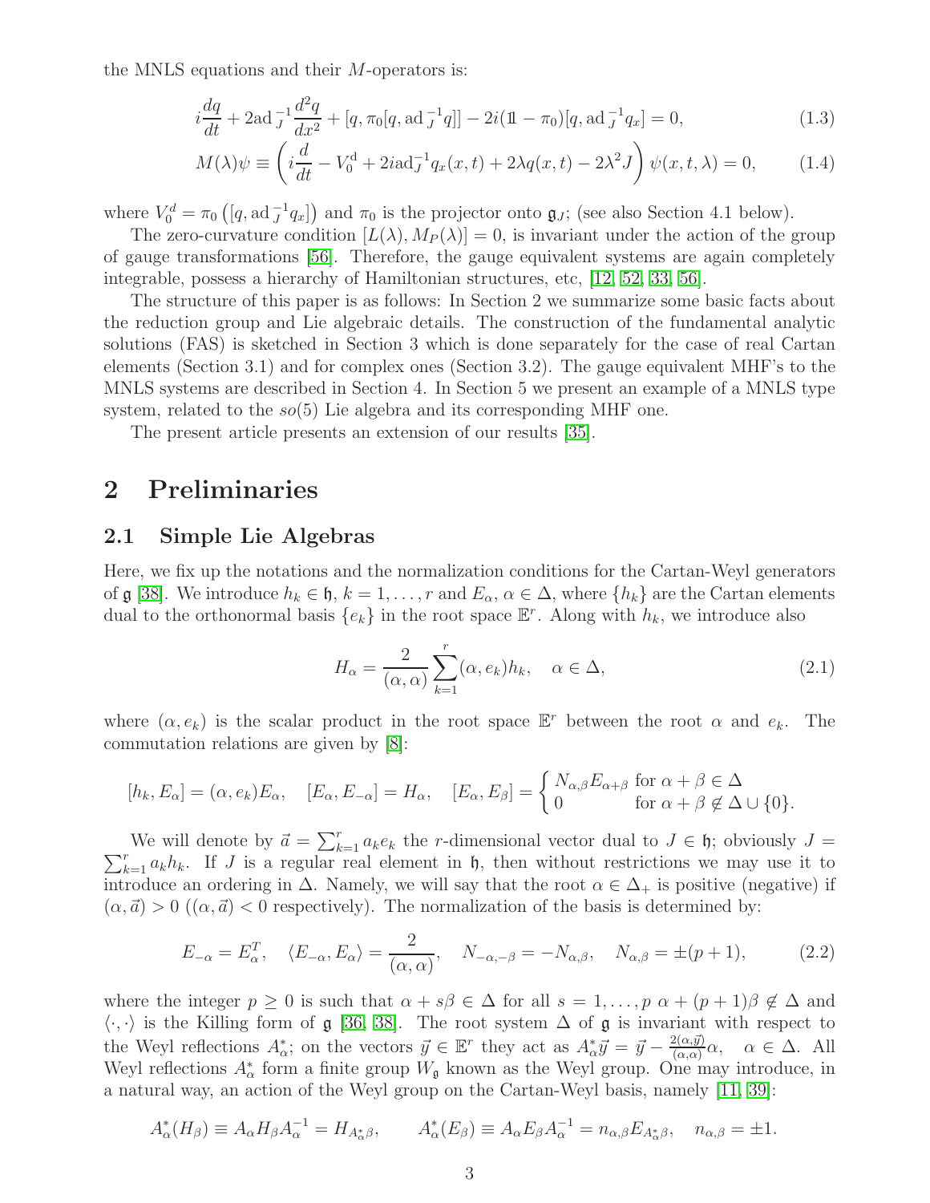the MNLS equations and their $M$-operators is:

$$
i\frac{dq}{dt} + 2\mathrm{ad}_J^{-1}\frac{d^2q}{dx^2} + [q, \pi_0[q, \mathrm{ad}_J^{-1}q]] - 2i(\mathbb{1} - \pi_0)[q, \mathrm{ad}_J^{-1}q_x] = 0, \tag{1.3}
$$

$$
M(\lambda)\psi \equiv \left( i\frac{d}{dt} - V_0^{\rm d} + 2i\mathrm{ad}_J^{-1}q_x(x,t) + 2\lambda q(x,t) - 2\lambda^2 J \right)\psi(x,t,\lambda) = 0, \tag{1.4}
$$

where $V_0^d = \pi_0\left([q, \mathrm{ad}_J^{-1}q_x]\right)$ and $\pi_0$ is the projector onto $\mathfrak{g}_J$; (see also Section 4.1 below).

The zero-curvature condition $[L(\lambda), M_P(\lambda)] = 0$, is invariant under the action of the group of gauge transformations [56]. Therefore, the gauge equivalent systems are again completely integrable, possess a hierarchy of Hamiltonian structures, etc, [12, 52, 33, 56].

The structure of this paper is as follows: In Section 2 we summarize some basic facts about the reduction group and Lie algebraic details. The construction of the fundamental analytic solutions (FAS) is sketched in Section 3 which is done separately for the case of real Cartan elements (Section 3.1) and for complex ones (Section 3.2). The gauge equivalent MHF's to the MNLS systems are described in Section 4. In Section 5 we present an example of a MNLS type system, related to the $so(5)$ Lie algebra and its corresponding MHF one.

The present article presents an extension of our results [35].

# 2 Preliminaries

## 2.1 Simple Lie Algebras

Here, we fix up the notations and the normalization conditions for the Cartan-Weyl generators of $\mathfrak{g}$ [38]. We introduce $h_k \in \mathfrak{h}$, $k = 1, \dots, r$ and $E_\alpha$, $\alpha \in \Delta$, where $\{h_k\}$ are the Cartan elements dual to the orthonormal basis $\{e_k\}$ in the root space $\mathbb{E}^r$. Along with $h_k$, we introduce also

$$
H_\alpha = \frac{2}{(\alpha,\alpha)}\sum_{k=1}^{r}(\alpha, e_k)h_k, \quad \alpha \in \Delta, \tag{2.1}
$$

where $(\alpha, e_k)$ is the scalar product in the root space $\mathbb{E}^r$ between the root $\alpha$ and $e_k$. The commutation relations are given by [8]:

$$
[h_k, E_\alpha] = (\alpha, e_k)E_\alpha, \quad [E_\alpha, E_{-\alpha}] = H_\alpha, \quad [E_\alpha, E_\beta] = \begin{cases} N_{\alpha,\beta}E_{\alpha+\beta} & \text{for } \alpha+\beta \in \Delta \\ 0 & \text{for } \alpha+\beta \notin \Delta \cup \{0\}. \end{cases}
$$

We will denote by $\vec{a} = \sum_{k=1}^r a_k e_k$ the $r$-dimensional vector dual to $J \in \mathfrak{h}$; obviously $J = \sum_{k=1}^r a_k h_k$. If $J$ is a regular real element in $\mathfrak{h}$, then without restrictions we may use it to introduce an ordering in $\Delta$. Namely, we will say that the root $\alpha \in \Delta_+$ is positive (negative) if $(\alpha, \vec{a}) > 0$ ($(\alpha, \vec{a}) < 0$ respectively). The normalization of the basis is determined by:

$$
E_{-\alpha} = E_\alpha^T, \quad \langle E_{-\alpha}, E_\alpha \rangle = \frac{2}{(\alpha,\alpha)}, \quad N_{-\alpha,-\beta} = -N_{\alpha,\beta}, \quad N_{\alpha,\beta} = \pm(p+1), \tag{2.2}
$$

where the integer $p \geq 0$ is such that $\alpha + s\beta \in \Delta$ for all $s = 1, \dots, p$ $\alpha + (p+1)\beta \notin \Delta$ and $\langle \cdot, \cdot \rangle$ is the Killing form of $\mathfrak{g}$ [36, 38]. The root system $\Delta$ of $\mathfrak{g}$ is invariant with respect to the Weyl reflections $A_\alpha^*$; on the vectors $\vec{y} \in \mathbb{E}^r$ they act as $A_\alpha^*\vec{y} = \vec{y} - \frac{2(\alpha,\vec{y})}{(\alpha,\alpha)}\alpha$, $\alpha \in \Delta$. All Weyl reflections $A_\alpha^*$ form a finite group $W_\mathfrak{g}$ known as the Weyl group. One may introduce, in a natural way, an action of the Weyl group on the Cartan-Weyl basis, namely [11, 39]:

$$
A_\alpha^*(H_\beta) \equiv A_\alpha H_\beta A_\alpha^{-1} = H_{A_\alpha^*\beta}, \qquad A_\alpha^*(E_\beta) \equiv A_\alpha E_\beta A_\alpha^{-1} = n_{\alpha,\beta}E_{A_\alpha^*\beta}, \quad n_{\alpha,\beta} = \pm 1.
$$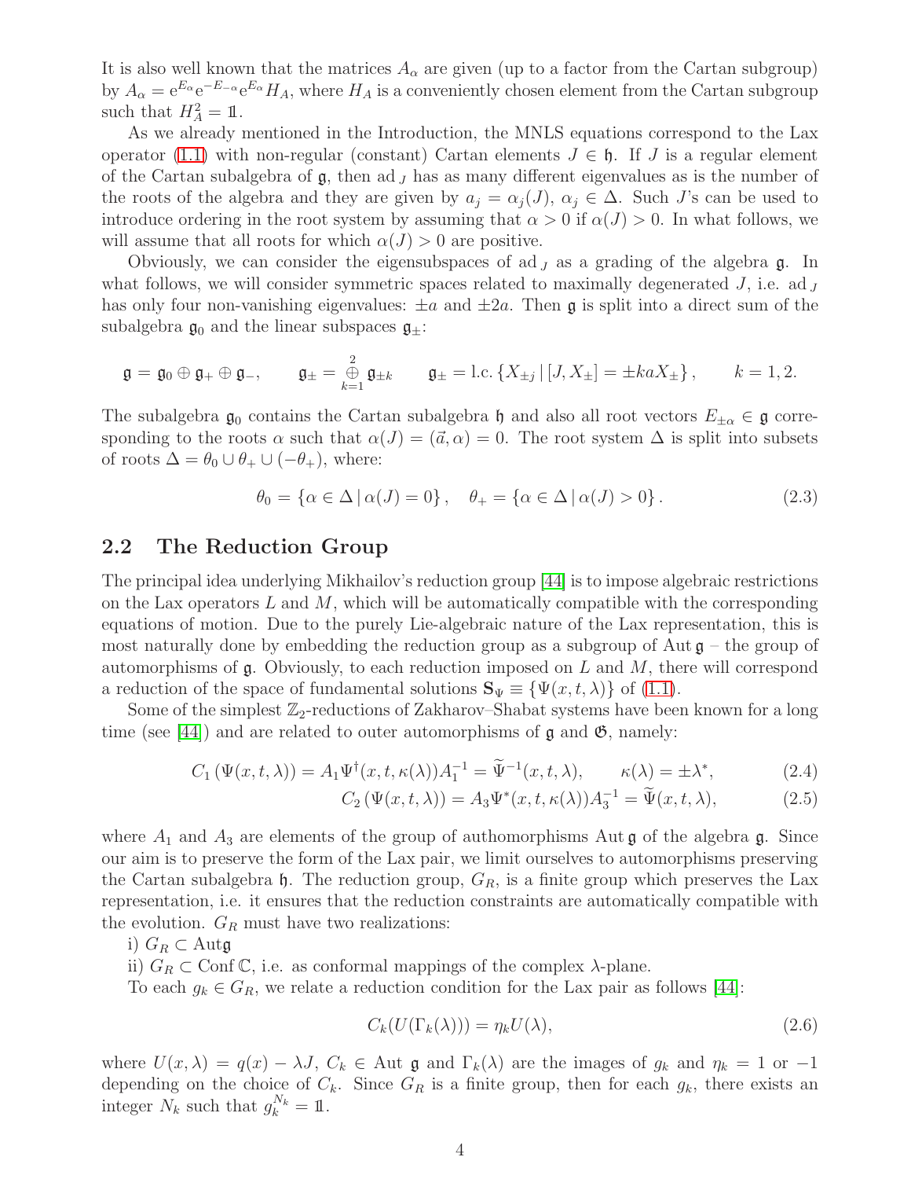It is also well known that the matrices $A_\alpha$ are given (up to a factor from the Cartan subgroup) by $A_\alpha = \mathrm{e}^{E_\alpha}\mathrm{e}^{-E_{-\alpha}}\mathrm{e}^{E_\alpha}H_A$, where $H_A$ is a conveniently chosen element from the Cartan subgroup such that $H_A^2 = \mathbb{1}$.

As we already mentioned in the Introduction, the MNLS equations correspond to the Lax operator (1.1) with non-regular (constant) Cartan elements $J \in \mathfrak{h}$. If $J$ is a regular element of the Cartan subalgebra of $\mathfrak{g}$, then $\mathrm{ad}_J$ has as many different eigenvalues as is the number of the roots of the algebra and they are given by $a_j = \alpha_j(J)$, $\alpha_j \in \Delta$. Such $J$'s can be used to introduce ordering in the root system by assuming that $\alpha > 0$ if $\alpha(J) > 0$. In what follows, we will assume that all roots for which $\alpha(J) > 0$ are positive.

Obviously, we can consider the eigensubspaces of $\mathrm{ad}_J$ as a grading of the algebra $\mathfrak{g}$. In what follows, we will consider symmetric spaces related to maximally degenerated $J$, i.e. $\mathrm{ad}_J$ has only four non-vanishing eigenvalues: $\pm a$ and $\pm 2a$. Then $\mathfrak{g}$ is split into a direct sum of the subalgebra $\mathfrak{g}_0$ and the linear subspaces $\mathfrak{g}_\pm$:

$$
\mathfrak{g} = \mathfrak{g}_0 \oplus \mathfrak{g}_+ \oplus \mathfrak{g}_-, \qquad \mathfrak{g}_\pm = \mathop{\oplus}_{k=1}^{2} \mathfrak{g}_{\pm k} \qquad \mathfrak{g}_\pm = \mathrm{l.c.}\left\{ X_{\pm j} \,|\, [J, X_\pm] = \pm k a X_\pm \right\}, \qquad k = 1, 2.
$$

The subalgebra $\mathfrak{g}_0$ contains the Cartan subalgebra $\mathfrak{h}$ and also all root vectors $E_{\pm\alpha} \in \mathfrak{g}$ corresponding to the roots $\alpha$ such that $\alpha(J) = (\vec{a}, \alpha) = 0$. The root system $\Delta$ is split into subsets of roots $\Delta = \theta_0 \cup \theta_+ \cup (-\theta_+)$, where:

$$
\theta_0 = \left\{ \alpha \in \Delta \,|\, \alpha(J) = 0 \right\}, \quad \theta_+ = \left\{ \alpha \in \Delta \,|\, \alpha(J) > 0 \right\}. \tag{2.3}
$$

## 2.2 The Reduction Group

The principal idea underlying Mikhailov's reduction group [44] is to impose algebraic restrictions on the Lax operators $L$ and $M$, which will be automatically compatible with the corresponding equations of motion. Due to the purely Lie-algebraic nature of the Lax representation, this is most naturally done by embedding the reduction group as a subgroup of $\mathrm{Aut}\,\mathfrak{g}$ – the group of automorphisms of $\mathfrak{g}$. Obviously, to each reduction imposed on $L$ and $M$, there will correspond a reduction of the space of fundamental solutions $\mathbf{S}_\Psi \equiv \{\Psi(x, t, \lambda)\}$ of (1.1).

Some of the simplest $\mathbb{Z}_2$-reductions of Zakharov–Shabat systems have been known for a long time (see [44]) and are related to outer automorphisms of $\mathfrak{g}$ and $\mathfrak{G}$, namely:

$$
C_1\left(\Psi(x, t, \lambda)\right) = A_1 \Psi^\dagger(x, t, \kappa(\lambda)) A_1^{-1} = \widetilde{\Psi}^{-1}(x, t, \lambda), \qquad \kappa(\lambda) = \pm\lambda^*, \tag{2.4}
$$

$$
C_2\left(\Psi(x, t, \lambda)\right) = A_3 \Psi^*(x, t, \kappa(\lambda)) A_3^{-1} = \widetilde{\Psi}(x, t, \lambda), \tag{2.5}
$$

where $A_1$ and $A_3$ are elements of the group of authomorphisms $\mathrm{Aut}\,\mathfrak{g}$ of the algebra $\mathfrak{g}$. Since our aim is to preserve the form of the Lax pair, we limit ourselves to automorphisms preserving the Cartan subalgebra $\mathfrak{h}$. The reduction group, $G_R$, is a finite group which preserves the Lax representation, i.e. it ensures that the reduction constraints are automatically compatible with the evolution. $G_R$ must have two realizations:

i) $G_R \subset \mathrm{Aut}\mathfrak{g}$

ii) $G_R \subset \mathrm{Conf}\,\mathbb{C}$, i.e. as conformal mappings of the complex $\lambda$-plane.

To each $g_k \in G_R$, we relate a reduction condition for the Lax pair as follows [44]:

$$
C_k(U(\Gamma_k(\lambda))) = \eta_k U(\lambda), \tag{2.6}
$$

where $U(x, \lambda) = q(x) - \lambda J$, $C_k \in \mathrm{Aut}\,\mathfrak{g}$ and $\Gamma_k(\lambda)$ are the images of $g_k$ and $\eta_k = 1$ or $-1$ depending on the choice of $C_k$. Since $G_R$ is a finite group, then for each $g_k$, there exists an integer $N_k$ such that $g_k^{N_k} = \mathbb{1}$.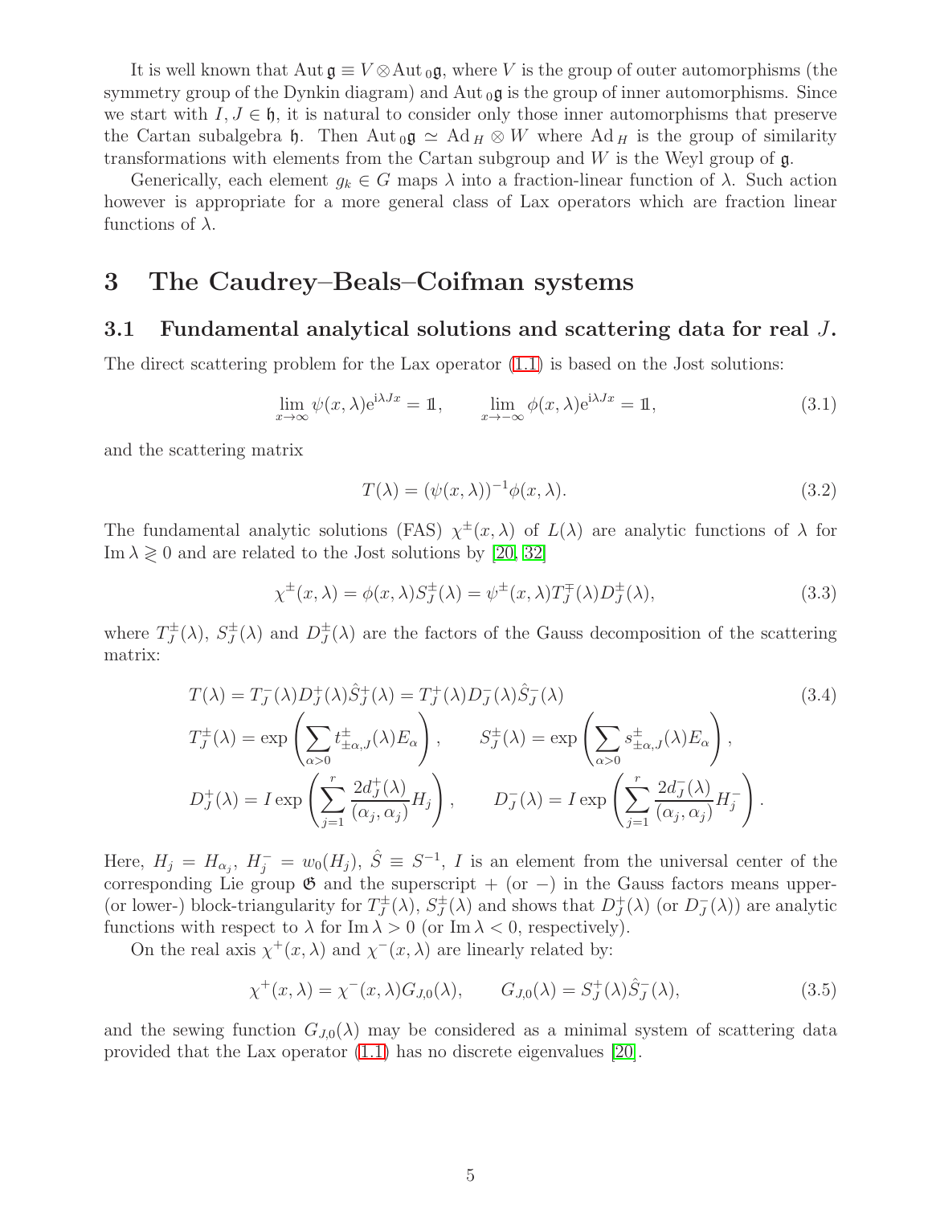It is well known that $\mathrm{Aut}\,\mathfrak{g} \equiv V \otimes \mathrm{Aut}\,_0\mathfrak{g}$, where $V$ is the group of outer automorphisms (the symmetry group of the Dynkin diagram) and $\mathrm{Aut}\,_0\mathfrak{g}$ is the group of inner automorphisms. Since we start with $I, J \in \mathfrak{h}$, it is natural to consider only those inner automorphisms that preserve the Cartan subalgebra $\mathfrak{h}$. Then $\mathrm{Aut}\,_0\mathfrak{g} \simeq \mathrm{Ad}\,_H \otimes W$ where $\mathrm{Ad}\,_H$ is the group of similarity transformations with elements from the Cartan subgroup and $W$ is the Weyl group of $\mathfrak{g}$.

Generically, each element $g_k \in G$ maps $\lambda$ into a fraction-linear function of $\lambda$. Such action however is appropriate for a more general class of Lax operators which are fraction linear functions of $\lambda$.

# 3 The Caudrey–Beals–Coifman systems

## 3.1 Fundamental analytical solutions and scattering data for real $J$.

The direct scattering problem for the Lax operator (1.1) is based on the Jost solutions:

$$\lim_{x\to\infty} \psi(x,\lambda)e^{i\lambda Jx} = \mathbb{1}, \qquad \lim_{x\to-\infty} \phi(x,\lambda)e^{i\lambda Jx} = \mathbb{1}, \tag{3.1}$$

and the scattering matrix

$$T(\lambda) = (\psi(x,\lambda))^{-1}\phi(x,\lambda). \tag{3.2}$$

The fundamental analytic solutions (FAS) $\chi^{\pm}(x,\lambda)$ of $L(\lambda)$ are analytic functions of $\lambda$ for $\mathrm{Im}\,\lambda \gtrless 0$ and are related to the Jost solutions by [20, 32]

$$\chi^{\pm}(x,\lambda) = \phi(x,\lambda)S_J^{\pm}(\lambda) = \psi^{\pm}(x,\lambda)T_J^{\mp}(\lambda)D_J^{\pm}(\lambda), \tag{3.3}$$

where $T_J^{\pm}(\lambda)$, $S_J^{\pm}(\lambda)$ and $D_J^{\pm}(\lambda)$ are the factors of the Gauss decomposition of the scattering matrix:

$$\begin{aligned}
&T(\lambda) = T_J^{-}(\lambda)D_J^{+}(\lambda)\hat{S}_J^{+}(\lambda) = T_J^{+}(\lambda)D_J^{-}(\lambda)\hat{S}_J^{-}(\lambda) \\
&T_J^{\pm}(\lambda) = \exp\left(\sum_{\alpha>0} t_{\pm\alpha,J}^{\pm}(\lambda)E_\alpha\right), \qquad S_J^{\pm}(\lambda) = \exp\left(\sum_{\alpha>0} s_{\pm\alpha,J}^{\pm}(\lambda)E_\alpha\right), \\
&D_J^{+}(\lambda) = I\exp\left(\sum_{j=1}^{r} \frac{2d_J^{+}(\lambda)}{(\alpha_j,\alpha_j)}H_j\right), \qquad D_J^{-}(\lambda) = I\exp\left(\sum_{j=1}^{r} \frac{2d_J^{-}(\lambda)}{(\alpha_j,\alpha_j)}H_j^{-}\right).
\end{aligned} \tag{3.4}$$

Here, $H_j = H_{\alpha_j}$, $H_j^{-} = w_0(H_j)$, $\hat{S} \equiv S^{-1}$, $I$ is an element from the universal center of the corresponding Lie group $\mathfrak{G}$ and the superscript $+$ (or $-$) in the Gauss factors means upper- (or lower-) block-triangularity for $T_J^{\pm}(\lambda)$, $S_J^{\pm}(\lambda)$ and shows that $D_J^{+}(\lambda)$ (or $D_J^{-}(\lambda)$) are analytic functions with respect to $\lambda$ for $\mathrm{Im}\,\lambda > 0$ (or $\mathrm{Im}\,\lambda < 0$, respectively).

On the real axis $\chi^{+}(x,\lambda)$ and $\chi^{-}(x,\lambda)$ are linearly related by:

$$\chi^{+}(x,\lambda) = \chi^{-}(x,\lambda)G_{J,0}(\lambda), \qquad G_{J,0}(\lambda) = S_J^{+}(\lambda)\hat{S}_J^{-}(\lambda), \tag{3.5}$$

and the sewing function $G_{J,0}(\lambda)$ may be considered as a minimal system of scattering data provided that the Lax operator (1.1) has no discrete eigenvalues [20].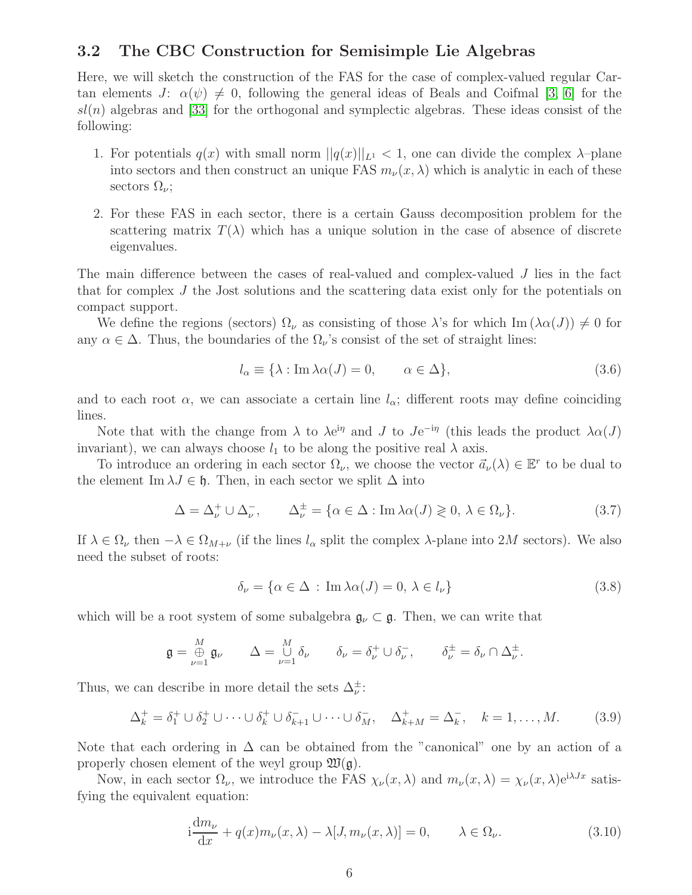### 3.2 The CBC Construction for Semisimple Lie Algebras

Here, we will sketch the construction of the FAS for the case of complex-valued regular Cartan elements $J$: $\alpha(\psi) \neq 0$, following the general ideas of Beals and Coifmal [3, 6] for the $sl(n)$ algebras and [33] for the orthogonal and symplectic algebras. These ideas consist of the following:

1. For potentials $q(x)$ with small norm $||q(x)||_{L^1} < 1$, one can divide the complex $\lambda$–plane into sectors and then construct an unique FAS $m_\nu(x,\lambda)$ which is analytic in each of these sectors $\Omega_\nu$;
2. For these FAS in each sector, there is a certain Gauss decomposition problem for the scattering matrix $T(\lambda)$ which has a unique solution in the case of absence of discrete eigenvalues.

The main difference between the cases of real-valued and complex-valued $J$ lies in the fact that for complex $J$ the Jost solutions and the scattering data exist only for the potentials on compact support.

We define the regions (sectors) $\Omega_\nu$ as consisting of those $\lambda$'s for which $\mathrm{Im}\,(\lambda\alpha(J)) \neq 0$ for any $\alpha \in \Delta$. Thus, the boundaries of the $\Omega_\nu$'s consist of the set of straight lines:

$$l_\alpha \equiv \{\lambda : \mathrm{Im}\,\lambda\alpha(J) = 0, \qquad \alpha \in \Delta\}, \tag{3.6}$$

and to each root $\alpha$, we can associate a certain line $l_\alpha$; different roots may define coinciding lines.

Note that with the change from $\lambda$ to $\lambda e^{i\eta}$ and $J$ to $Je^{-i\eta}$ (this leads the product $\lambda\alpha(J)$ invariant), we can always choose $l_1$ to be along the positive real $\lambda$ axis.

To introduce an ordering in each sector $\Omega_\nu$, we choose the vector $\vec{a}_\nu(\lambda) \in \mathbb{E}^r$ to be dual to the element $\mathrm{Im}\,\lambda J \in \mathfrak{h}$. Then, in each sector we split $\Delta$ into

$$\Delta = \Delta_\nu^+ \cup \Delta_\nu^-, \qquad \Delta_\nu^\pm = \{\alpha \in \Delta : \mathrm{Im}\,\lambda\alpha(J) \gtrless 0, \, \lambda \in \Omega_\nu\}. \tag{3.7}$$

If $\lambda \in \Omega_\nu$ then $-\lambda \in \Omega_{M+\nu}$ (if the lines $l_\alpha$ split the complex $\lambda$-plane into $2M$ sectors). We also need the subset of roots:

$$\delta_\nu = \{\alpha \in \Delta \, : \, \mathrm{Im}\,\lambda\alpha(J) = 0, \, \lambda \in l_\nu\} \tag{3.8}$$

which will be a root system of some subalgebra $\mathfrak{g}_\nu \subset \mathfrak{g}$. Then, we can write that

$$\mathfrak{g} = \mathop{\oplus}_{\nu=1}^{M} \mathfrak{g}_\nu \qquad \Delta = \mathop{\cup}_{\nu=1}^{M} \delta_\nu \qquad \delta_\nu = \delta_\nu^+ \cup \delta_\nu^-, \qquad \delta_\nu^\pm = \delta_\nu \cap \Delta_\nu^\pm.$$

Thus, we can describe in more detail the sets $\Delta_\nu^\pm$:

$$\Delta_k^+ = \delta_1^+ \cup \delta_2^+ \cup \cdots \cup \delta_k^+ \cup \delta_{k+1}^- \cup \cdots \cup \delta_M^-, \quad \Delta_{k+M}^+ = \Delta_k^-, \quad k = 1, \ldots, M. \tag{3.9}$$

Note that each ordering in $\Delta$ can be obtained from the "canonical" one by an action of a properly chosen element of the weyl group $\mathfrak{W}(\mathfrak{g})$.

Now, in each sector $\Omega_\nu$, we introduce the FAS $\chi_\nu(x,\lambda)$ and $m_\nu(x,\lambda) = \chi_\nu(x,\lambda)e^{i\lambda Jx}$ satisfying the equivalent equation:

$$i\frac{dm_\nu}{dx} + q(x)m_\nu(x,\lambda) - \lambda[J, m_\nu(x,\lambda)] = 0, \qquad \lambda \in \Omega_\nu. \tag{3.10}$$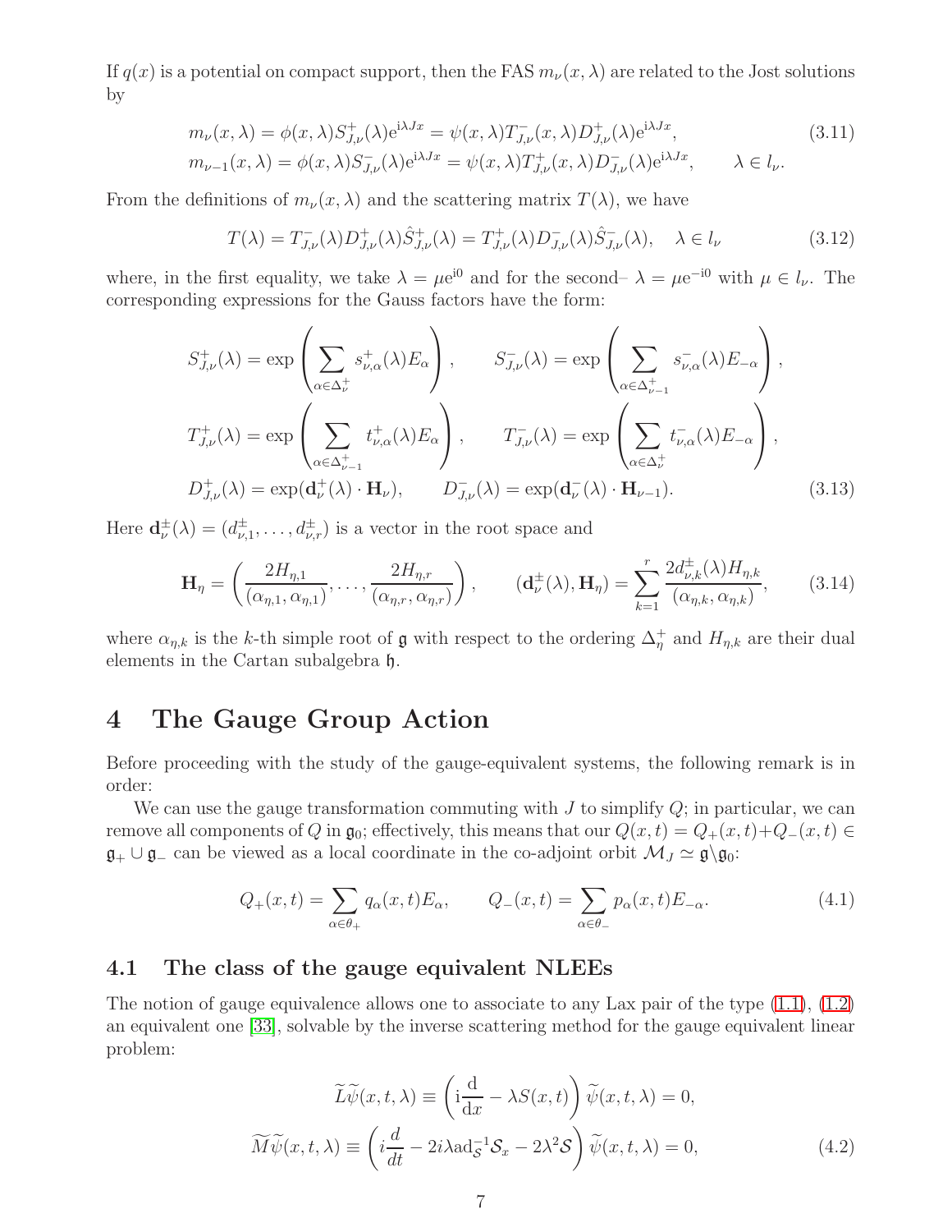If $q(x)$ is a potential on compact support, then the FAS $m_\nu(x,\lambda)$ are related to the Jost solutions by

$$
\begin{aligned}
m_\nu(x,\lambda) &= \phi(x,\lambda) S^+_{J,\nu}(\lambda) \mathrm{e}^{\mathrm{i}\lambda J x} = \psi(x,\lambda) T^-_{J,\nu}(x,\lambda) D^+_{J,\nu}(\lambda) \mathrm{e}^{\mathrm{i}\lambda J x}, \\
m_{\nu-1}(x,\lambda) &= \phi(x,\lambda) S^-_{J,\nu}(\lambda) \mathrm{e}^{\mathrm{i}\lambda J x} = \psi(x,\lambda) T^+_{J,\nu}(x,\lambda) D^-_{J,\nu}(\lambda) \mathrm{e}^{\mathrm{i}\lambda J x}, \qquad \lambda \in l_\nu.
\end{aligned}
\tag{3.11}
$$

From the definitions of $m_\nu(x,\lambda)$ and the scattering matrix $T(\lambda)$, we have

$$
T(\lambda) = T^-_{J,\nu}(\lambda) D^+_{J,\nu}(\lambda) \hat{S}^+_{J,\nu}(\lambda) = T^+_{J,\nu}(\lambda) D^-_{J,\nu}(\lambda) \hat{S}^-_{J,\nu}(\lambda), \quad \lambda \in l_\nu \tag{3.12}
$$

where, in the first equality, we take $\lambda = \mu \mathrm{e}^{\mathrm{i}0}$ and for the second– $\lambda = \mu \mathrm{e}^{-\mathrm{i}0}$ with $\mu \in l_\nu$. The corresponding expressions for the Gauss factors have the form:

$$
\begin{aligned}
S^+_{J,\nu}(\lambda) &= \exp\left( \sum_{\alpha \in \Delta^+_\nu} s^+_{\nu,\alpha}(\lambda) E_\alpha \right), \qquad S^-_{J,\nu}(\lambda) = \exp\left( \sum_{\alpha \in \Delta^+_{\nu-1}} s^-_{\nu,\alpha}(\lambda) E_{-\alpha} \right), \\
T^+_{J,\nu}(\lambda) &= \exp\left( \sum_{\alpha \in \Delta^+_{\nu-1}} t^+_{\nu,\alpha}(\lambda) E_\alpha \right), \qquad T^-_{J,\nu}(\lambda) = \exp\left( \sum_{\alpha \in \Delta^+_{\nu}} t^-_{\nu,\alpha}(\lambda) E_{-\alpha} \right), \\
D^+_{J,\nu}(\lambda) &= \exp(\mathbf{d}^+_\nu(\lambda) \cdot \mathbf{H}_\nu), \qquad D^-_{J,\nu}(\lambda) = \exp(\mathbf{d}^-_\nu(\lambda) \cdot \mathbf{H}_{\nu-1}).
\end{aligned}
\tag{3.13}
$$

Here $\mathbf{d}^\pm_\nu(\lambda) = (d^\pm_{\nu,1}, \dots, d^\pm_{\nu,r})$ is a vector in the root space and

$$
\mathbf{H}_\eta = \left( \frac{2H_{\eta,1}}{(\alpha_{\eta,1},\alpha_{\eta,1})}, \dots, \frac{2H_{\eta,r}}{(\alpha_{\eta,r},\alpha_{\eta,r})} \right), \qquad (\mathbf{d}^\pm_\nu(\lambda), \mathbf{H}_\eta) = \sum_{k=1}^{r} \frac{2 d^\pm_{\nu,k}(\lambda) H_{\eta,k}}{(\alpha_{\eta,k},\alpha_{\eta,k})}, \tag{3.14}
$$

where $\alpha_{\eta,k}$ is the $k$-th simple root of $\mathfrak{g}$ with respect to the ordering $\Delta^+_\eta$ and $H_{\eta,k}$ are their dual elements in the Cartan subalgebra $\mathfrak{h}$.

# 4 The Gauge Group Action

Before proceeding with the study of the gauge-equivalent systems, the following remark is in order:

We can use the gauge transformation commuting with $J$ to simplify $Q$; in particular, we can remove all components of $Q$ in $\mathfrak{g}_0$; effectively, this means that our $Q(x,t) = Q_+(x,t) + Q_-(x,t) \in \mathfrak{g}_+ \cup \mathfrak{g}_-$ can be viewed as a local coordinate in the co-adjoint orbit $\mathcal{M}_J \simeq \mathfrak{g} \backslash \mathfrak{g}_0$:

$$
Q_+(x,t) = \sum_{\alpha \in \theta_+} q_\alpha(x,t) E_\alpha, \qquad Q_-(x,t) = \sum_{\alpha \in \theta_-} p_\alpha(x,t) E_{-\alpha}. \tag{4.1}
$$

## 4.1 The class of the gauge equivalent NLEEs

The notion of gauge equivalence allows one to associate to any Lax pair of the type (1.1), (1.2) an equivalent one [33], solvable by the inverse scattering method for the gauge equivalent linear problem:

$$
\begin{aligned}
\widetilde{L}\widetilde{\psi}(x,t,\lambda) &\equiv \left( \mathrm{i}\frac{\mathrm{d}}{\mathrm{d}x} - \lambda S(x,t) \right) \widetilde{\psi}(x,t,\lambda) = 0, \\
\widetilde{M}\widetilde{\psi}(x,t,\lambda) &\equiv \left( i\frac{d}{dt} - 2i\lambda \mathrm{ad}^{-1}_{\mathcal{S}} \mathcal{S}_x - 2\lambda^2 \mathcal{S} \right) \widetilde{\psi}(x,t,\lambda) = 0,
\end{aligned}
\tag{4.2}
$$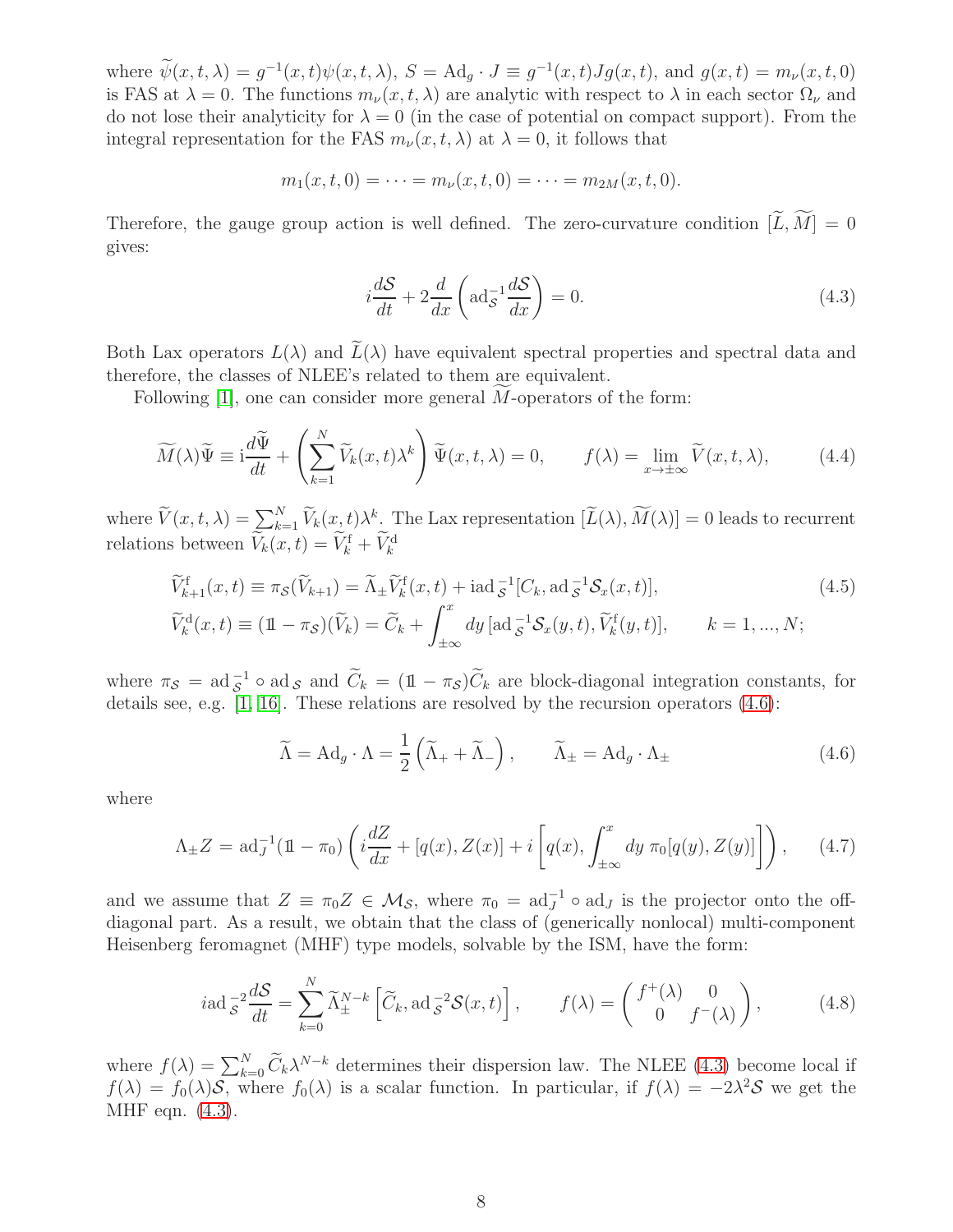where $\widetilde{\psi}(x,t,\lambda) = g^{-1}(x,t)\psi(x,t,\lambda)$, $S = \mathrm{Ad}_g \cdot J \equiv g^{-1}(x,t)Jg(x,t)$, and $g(x,t) = m_\nu(x,t,0)$ is FAS at $\lambda = 0$. The functions $m_\nu(x,t,\lambda)$ are analytic with respect to $\lambda$ in each sector $\Omega_\nu$ and do not lose their analyticity for $\lambda = 0$ (in the case of potential on compact support). From the integral representation for the FAS $m_\nu(x,t,\lambda)$ at $\lambda = 0$, it follows that

$$m_1(x,t,0) = \cdots = m_\nu(x,t,0) = \cdots = m_{2M}(x,t,0).$$

Therefore, the gauge group action is well defined. The zero-curvature condition $[\widetilde{L}, \widetilde{M}] = 0$ gives:

$$i\frac{d\mathcal{S}}{dt} + 2\frac{d}{dx}\left(\mathrm{ad}_{\mathcal{S}}^{-1}\frac{d\mathcal{S}}{dx}\right) = 0. \tag{4.3}$$

Both Lax operators $L(\lambda)$ and $\widetilde{L}(\lambda)$ have equivalent spectral properties and spectral data and therefore, the classes of NLEE's related to them are equivalent.

Following [1], one can consider more general $\widetilde{M}$-operators of the form:

$$\widetilde{M}(\lambda)\widetilde{\Psi} \equiv \mathrm{i}\frac{d\widetilde{\Psi}}{dt} + \left(\sum_{k=1}^{N}\widetilde{V}_k(x,t)\lambda^k\right)\widetilde{\Psi}(x,t,\lambda) = 0, \qquad f(\lambda) = \lim_{x\to\pm\infty}\widetilde{V}(x,t,\lambda), \tag{4.4}$$

where $\widetilde{V}(x,t,\lambda) = \sum_{k=1}^{N}\widetilde{V}_k(x,t)\lambda^k$. The Lax representation $[\widetilde{L}(\lambda), \widetilde{M}(\lambda)] = 0$ leads to recurrent relations between $\widetilde{V}_k(x,t) = \widetilde{V}_k^{\mathrm{f}} + \widetilde{V}_k^{\mathrm{d}}$

$$\begin{aligned}
\widetilde{V}_{k+1}^{\mathrm{f}}(x,t) &\equiv \pi_{\mathcal{S}}(\widetilde{V}_{k+1}) = \widetilde{\Lambda}_\pm \widetilde{V}_k^{\mathrm{f}}(x,t) + \mathrm{i}\,\mathrm{ad}_{\mathcal{S}}^{-1}[C_k, \mathrm{ad}_{\mathcal{S}}^{-1}\mathcal{S}_x(x,t)], \\
\widetilde{V}_k^{\mathrm{d}}(x,t) &\equiv (\mathbb{1} - \pi_{\mathcal{S}})(\widetilde{V}_k) = \widetilde{C}_k + \int_{\pm\infty}^{x} dy\, [\mathrm{ad}_{\mathcal{S}}^{-1}\mathcal{S}_x(y,t), \widetilde{V}_k^{\mathrm{f}}(y,t)], \qquad k = 1,\dots,N;
\end{aligned} \tag{4.5}$$

where $\pi_{\mathcal{S}} = \mathrm{ad}_{\mathcal{S}}^{-1} \circ \mathrm{ad}_{\mathcal{S}}$ and $\widetilde{C}_k = (\mathbb{1} - \pi_{\mathcal{S}})\widetilde{C}_k$ are block-diagonal integration constants, for details see, e.g. [1, 16]. These relations are resolved by the recursion operators (4.6):

$$\widetilde{\Lambda} = \mathrm{Ad}_g \cdot \Lambda = \frac{1}{2}\left(\widetilde{\Lambda}_+ + \widetilde{\Lambda}_-\right), \qquad \widetilde{\Lambda}_\pm = \mathrm{Ad}_g \cdot \Lambda_\pm \tag{4.6}$$

where

$$\Lambda_\pm Z = \mathrm{ad}_J^{-1}(\mathbb{1} - \pi_0)\left(i\frac{dZ}{dx} + [q(x), Z(x)] + i\left[q(x), \int_{\pm\infty}^{x} dy\, \pi_0[q(y), Z(y)]\right]\right), \tag{4.7}$$

and we assume that $Z \equiv \pi_0 Z \in \mathcal{M}_{\mathcal{S}}$, where $\pi_0 = \mathrm{ad}_J^{-1} \circ \mathrm{ad}_J$ is the projector onto the off-diagonal part. As a result, we obtain that the class of (generically nonlocal) multi-component Heisenberg feromagnet (MHF) type models, solvable by the ISM, have the form:

$$i\,\mathrm{ad}_{\mathcal{S}}^{-2}\frac{d\mathcal{S}}{dt} = \sum_{k=0}^{N}\widetilde{\Lambda}_\pm^{N-k}\left[\widetilde{C}_k, \mathrm{ad}_{\mathcal{S}}^{-2}\mathcal{S}(x,t)\right], \qquad f(\lambda) = \begin{pmatrix} f^+(\lambda) & 0 \\ 0 & f^-(\lambda) \end{pmatrix}, \tag{4.8}$$

where $f(\lambda) = \sum_{k=0}^{N}\widetilde{C}_k\lambda^{N-k}$ determines their dispersion law. The NLEE (4.3) become local if $f(\lambda) = f_0(\lambda)\mathcal{S}$, where $f_0(\lambda)$ is a scalar function. In particular, if $f(\lambda) = -2\lambda^2\mathcal{S}$ we get the MHF eqn. (4.3).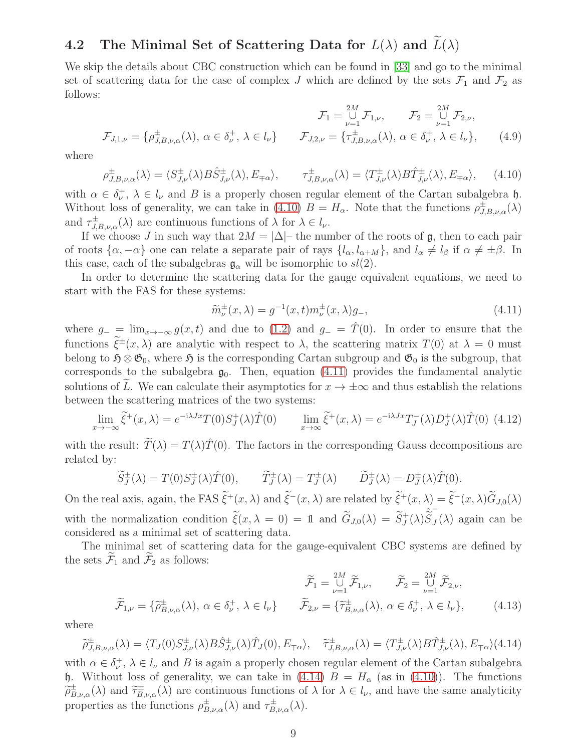### 4.2 The Minimal Set of Scattering Data for $L(\lambda)$ and $\widetilde{L}(\lambda)$

We skip the details about CBC construction which can be found in [33] and go to the minimal set of scattering data for the case of complex $J$ which are defined by the sets $\mathcal{F}_1$ and $\mathcal{F}_2$ as follows:

$$
\mathcal{F}_1 = \mathop{\cup}\limits_{\nu=1}^{2M} \mathcal{F}_{1,\nu}, \qquad \mathcal{F}_2 = \mathop{\cup}\limits_{\nu=1}^{2M} \mathcal{F}_{2,\nu},
$$

$$
\mathcal{F}_{J,1,\nu} = \{\rho^{\pm}_{J,B,\nu,\alpha}(\lambda),\, \alpha \in \delta^+_\nu,\, \lambda \in l_\nu\} \qquad \mathcal{F}_{J,2,\nu} = \{\tau^{\pm}_{J,B,\nu,\alpha}(\lambda),\, \alpha \in \delta^+_\nu,\, \lambda \in l_\nu\}, \tag{4.9}
$$

where

$$
\rho^{\pm}_{J,B,\nu,\alpha}(\lambda) = \langle S^{\pm}_{J,\nu}(\lambda) B \hat{S}^{\pm}_{J,\nu}(\lambda), E_{\mp\alpha}\rangle, \qquad \tau^{\pm}_{J,B,\nu,\alpha}(\lambda) = \langle T^{\pm}_{J,\nu}(\lambda) B \hat{T}^{\pm}_{J,\nu}(\lambda), E_{\mp\alpha}\rangle, \tag{4.10}
$$

with $\alpha \in \delta^+_\nu$, $\lambda \in l_\nu$ and $B$ is a properly chosen regular element of the Cartan subalgebra $\mathfrak{h}$. Without loss of generality, we can take in (4.10) $B = H_\alpha$. Note that the functions $\rho^{\pm}_{J,B,\nu,\alpha}(\lambda)$ and $\tau^{\pm}_{J,B,\nu,\alpha}(\lambda)$ are continuous functions of $\lambda$ for $\lambda \in l_\nu$.

If we choose $J$ in such way that $2M = |\Delta|$– the number of the roots of $\mathfrak{g}$, then to each pair of roots $\{\alpha, -\alpha\}$ one can relate a separate pair of rays $\{l_\alpha, l_{\alpha+M}\}$, and $l_\alpha \neq l_\beta$ if $\alpha \neq \pm\beta$. In this case, each of the subalgebras $\mathfrak{g}_\alpha$ will be isomorphic to $sl(2)$.

In order to determine the scattering data for the gauge equivalent equations, we need to start with the FAS for these systems:

$$
\widetilde{m}^{\pm}_\nu(x,\lambda) = g^{-1}(x,t) m^{\pm}_\nu(x,\lambda) g_-, \tag{4.11}
$$

where $g_- = \lim_{x\to-\infty} g(x,t)$ and due to (1.2) and $g_- = \hat{T}(0)$. In order to ensure that the functions $\widetilde{\xi}^{\pm}(x,\lambda)$ are analytic with respect to $\lambda$, the scattering matrix $T(0)$ at $\lambda = 0$ must belong to $\mathfrak{H} \otimes \mathfrak{G}_0$, where $\mathfrak{H}$ is the corresponding Cartan subgroup and $\mathfrak{G}_0$ is the subgroup, that corresponds to the subalgebra $\mathfrak{g}_0$. Then, equation (4.11) provides the fundamental analytic solutions of $\widetilde{L}$. We can calculate their asymptotics for $x \to \pm\infty$ and thus establish the relations between the scattering matrices of the two systems:

$$
\lim_{x\to-\infty} \widetilde{\xi}^{+}(x,\lambda) = e^{-i\lambda Jx} T(0) S^{+}_J(\lambda) \hat{T}(0) \qquad \lim_{x\to\infty} \widetilde{\xi}^{+}(x,\lambda) = e^{-i\lambda Jx} T^{-}_J(\lambda) D^{+}_J(\lambda) \hat{T}(0) \tag{4.12}
$$

with the result: $\widetilde{T}(\lambda) = T(\lambda)\hat{T}(0)$. The factors in the corresponding Gauss decompositions are related by:

$$
\widetilde{S}^{\pm}_J(\lambda) = T(0) S^{\pm}_J(\lambda) \hat{T}(0), \qquad \widetilde{T}^{\pm}_J(\lambda) = T^{\pm}_J(\lambda) \qquad \widetilde{D}^{\pm}_J(\lambda) = D^{\pm}_J(\lambda)\hat{T}(0).
$$

On the real axis, again, the FAS $\widetilde{\xi}^{+}(x,\lambda)$ and $\widetilde{\xi}^{-}(x,\lambda)$ are related by $\widetilde{\xi}^{+}(x,\lambda) = \widetilde{\xi}^{-}(x,\lambda)\widetilde{G}_{J,0}(\lambda)$ with the normalization condition $\widetilde{\xi}(x,\lambda = 0) = \mathbb{1}$ and $\widetilde{G}_{J,0}(\lambda) = \widetilde{S}^{+}_J(\lambda)\hat{\widetilde{S}}^{-}_J(\lambda)$ again can be considered as a minimal set of scattering data.

The minimal set of scattering data for the gauge-equivalent CBC systems are defined by the sets $\widetilde{\mathcal{F}}_1$ and $\widetilde{\mathcal{F}}_2$ as follows:

$$
\widetilde{\mathcal{F}}_1 = \mathop{\cup}\limits_{\nu=1}^{2M} \widetilde{\mathcal{F}}_{1,\nu}, \qquad \widetilde{\mathcal{F}}_2 = \mathop{\cup}\limits_{\nu=1}^{2M} \widetilde{\mathcal{F}}_{2,\nu},
$$

$$
\widetilde{\mathcal{F}}_{1,\nu} = \{\widetilde{\rho}^{\pm}_{B,\nu,\alpha}(\lambda),\, \alpha \in \delta^+_\nu,\, \lambda \in l_\nu\} \qquad \widetilde{\mathcal{F}}_{2,\nu} = \{\widetilde{\tau}^{\pm}_{B,\nu,\alpha}(\lambda),\, \alpha \in \delta^+_\nu,\, \lambda \in l_\nu\}, \tag{4.13}
$$

where

$$
\widetilde{\rho}^{\pm}_{J,B,\nu,\alpha}(\lambda) = \langle T_J(0) S^{\pm}_{J,\nu}(\lambda) B \hat{S}^{\pm}_{J,\nu}(\lambda) \hat{T}_J(0), E_{\mp\alpha}\rangle, \quad \widetilde{\tau}^{\pm}_{J,B,\nu,\alpha}(\lambda) = \langle T^{\pm}_{J,\nu}(\lambda) B \hat{T}^{\pm}_{J,\nu}(\lambda), E_{\mp\alpha}\rangle \tag{4.14}
$$

with $\alpha \in \delta^+_\nu$, $\lambda \in l_\nu$ and $B$ is again a properly chosen regular element of the Cartan subalgebra $\mathfrak{h}$. Without loss of generality, we can take in (4.14) $B = H_\alpha$ (as in (4.10)). The functions $\widetilde{\rho}^{\pm}_{B,\nu,\alpha}(\lambda)$ and $\widetilde{\tau}^{\pm}_{B,\nu,\alpha}(\lambda)$ are continuous functions of $\lambda$ for $\lambda \in l_\nu$, and have the same analyticity properties as the functions $\rho^{\pm}_{B,\nu,\alpha}(\lambda)$ and $\tau^{\pm}_{B,\nu,\alpha}(\lambda)$.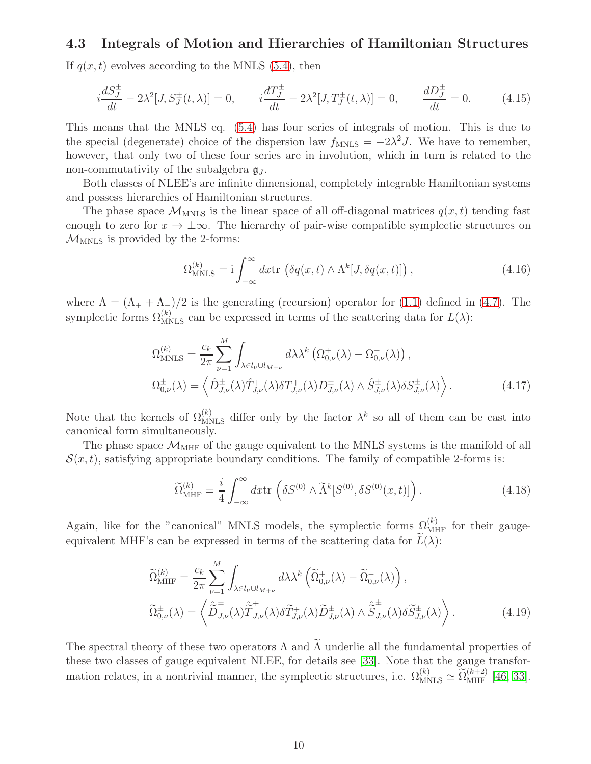### 4.3 Integrals of Motion and Hierarchies of Hamiltonian Structures

If $q(x,t)$ evolves according to the MNLS (5.4), then

$$
i\frac{dS_J^{\pm}}{dt} - 2\lambda^2[J, S_J^{\pm}(t,\lambda)] = 0, \qquad i\frac{dT_J^{\pm}}{dt} - 2\lambda^2[J, T_J^{\pm}(t,\lambda)] = 0, \qquad \frac{dD_J^{\pm}}{dt} = 0. \tag{4.15}
$$

This means that the MNLS eq. (5.4) has four series of integrals of motion. This is due to the special (degenerate) choice of the dispersion law $f_{\rm MNLS} = -2\lambda^2 J$. We have to remember, however, that only two of these four series are in involution, which in turn is related to the non-commutativity of the subalgebra $\mathfrak{g}_J$.

Both classes of NLEE's are infinite dimensional, completely integrable Hamiltonian systems and possess hierarchies of Hamiltonian structures.

The phase space $\mathcal{M}_{\rm MNLS}$ is the linear space of all off-diagonal matrices $q(x,t)$ tending fast enough to zero for $x \to \pm\infty$. The hierarchy of pair-wise compatible symplectic structures on $\mathcal{M}_{\rm MNLS}$ is provided by the 2-forms:

$$
\Omega^{(k)}_{\rm MNLS} = \mathrm{i}\int_{-\infty}^{\infty} dx \mathrm{tr}\, \left(\delta q(x,t) \wedge \Lambda^k [J, \delta q(x,t)]\right), \tag{4.16}
$$

where $\Lambda = (\Lambda_+ + \Lambda_-)/2$ is the generating (recursion) operator for (1.1) defined in (4.7). The symplectic forms $\Omega^{(k)}_{\rm MNLS}$ can be expressed in terms of the scattering data for $L(\lambda)$:

$$
\begin{aligned}
\Omega^{(k)}_{\rm MNLS} &= \frac{c_k}{2\pi} \sum_{\nu=1}^{M} \int_{\lambda \in l_\nu \cup l_{M+\nu}} d\lambda \lambda^k \left(\Omega^{+}_{0,\nu}(\lambda) - \Omega^{-}_{0,\nu}(\lambda)\right), \\
\Omega^{\pm}_{0,\nu}(\lambda) &= \left\langle \hat{D}^{\pm}_{J,\nu}(\lambda) \hat{T}^{\mp}_{J,\nu}(\lambda) \delta T^{\mp}_{J,\nu}(\lambda) D^{\pm}_{J,\nu}(\lambda) \wedge \hat{S}^{\pm}_{J,\nu}(\lambda) \delta S^{\pm}_{J,\nu}(\lambda) \right\rangle.
\end{aligned} \tag{4.17}
$$

Note that the kernels of $\Omega^{(k)}_{\rm MNLS}$ differ only by the factor $\lambda^k$ so all of them can be cast into canonical form simultaneously.

The phase space $\mathcal{M}_{\rm MHF}$ of the gauge equivalent to the MNLS systems is the manifold of all $\mathcal{S}(x,t)$, satisfying appropriate boundary conditions. The family of compatible 2-forms is:

$$
\widetilde{\Omega}^{(k)}_{\rm MHF} = \frac{i}{4}\int_{-\infty}^{\infty} dx \mathrm{tr}\, \left(\delta S^{(0)} \wedge \widetilde{\Lambda}^k [S^{(0)}, \delta S^{(0)}(x,t)]\right). \tag{4.18}
$$

Again, like for the "canonical" MNLS models, the symplectic forms $\Omega^{(k)}_{\rm MHF}$ for their gauge-equivalent MHF's can be expressed in terms of the scattering data for $\widetilde{L}(\lambda)$:

$$
\begin{aligned}
\widetilde{\Omega}^{(k)}_{\rm MHF} &= \frac{c_k}{2\pi} \sum_{\nu=1}^{M} \int_{\lambda \in l_\nu \cup l_{M+\nu}} d\lambda \lambda^k \left(\widetilde{\Omega}^{+}_{0,\nu}(\lambda) - \widetilde{\Omega}^{-}_{0,\nu}(\lambda)\right), \\
\widetilde{\Omega}^{\pm}_{0,\nu}(\lambda) &= \left\langle \hat{\widetilde{D}}^{\pm}_{J,\nu}(\lambda) \hat{\widetilde{T}}^{\mp}_{J,\nu}(\lambda) \delta \widetilde{T}^{\mp}_{J,\nu}(\lambda) \widetilde{D}^{\pm}_{J,\nu}(\lambda) \wedge \hat{\widetilde{S}}^{\pm}_{J,\nu}(\lambda) \delta \widetilde{S}^{\pm}_{J,\nu}(\lambda) \right\rangle.
\end{aligned} \tag{4.19}
$$

The spectral theory of these two operators $\Lambda$ and $\widetilde{\Lambda}$ underlie all the fundamental properties of these two classes of gauge equivalent NLEE, for details see [33]. Note that the gauge transformation relates, in a nontrivial manner, the symplectic structures, i.e. $\Omega^{(k)}_{\rm MNLS} \simeq \widetilde{\Omega}^{(k+2)}_{\rm MHF}$ [46, 33].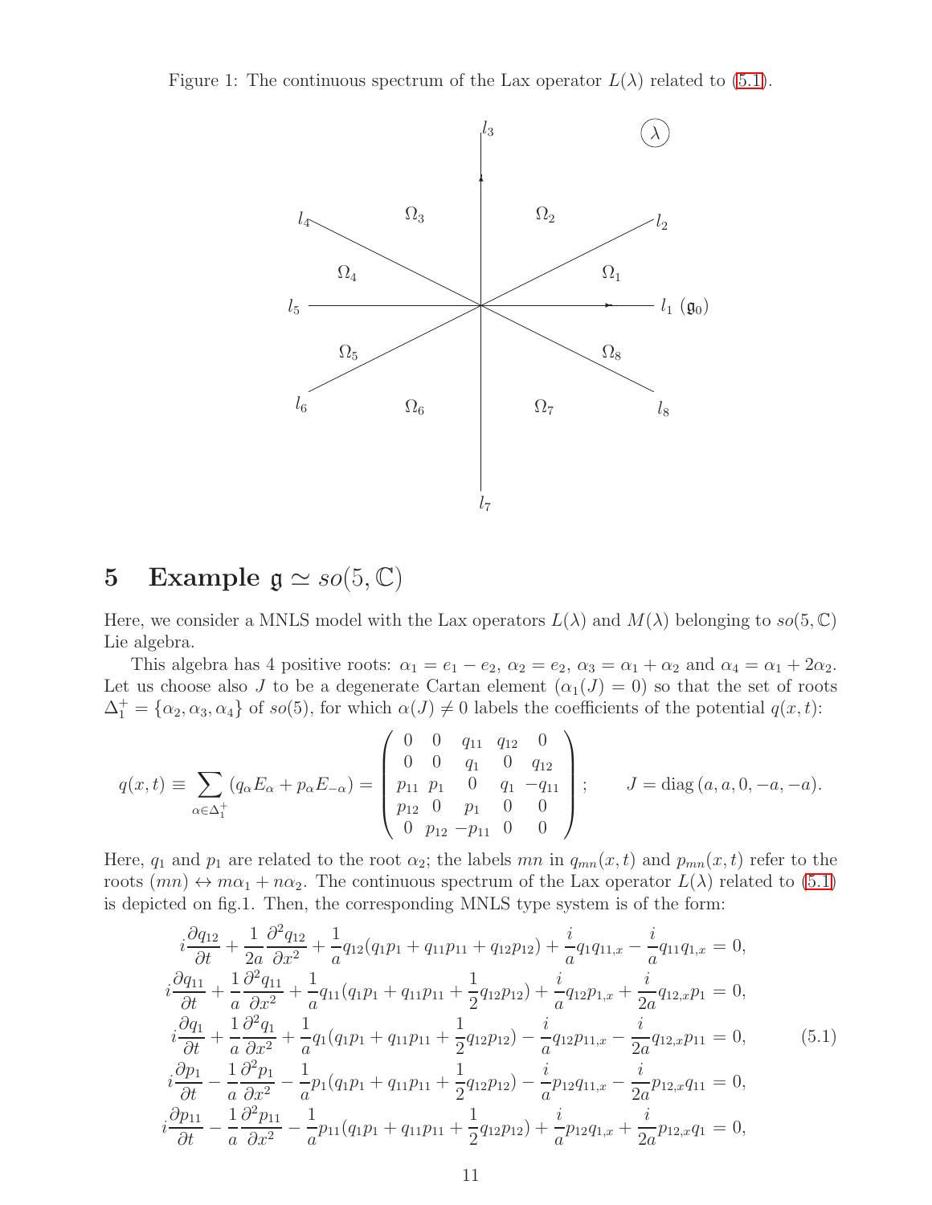Figure 1: The continuous spectrum of the Lax operator $L(\lambda)$ related to (5.1).

# 5 Example $\mathfrak{g} \simeq so(5,\mathbb{C})$

Here, we consider a MNLS model with the Lax operators $L(\lambda)$ and $M(\lambda)$ belonging to $so(5,\mathbb{C})$ Lie algebra.

This algebra has 4 positive roots: $\alpha_1 = e_1 - e_2$, $\alpha_2 = e_2$, $\alpha_3 = \alpha_1 + \alpha_2$ and $\alpha_4 = \alpha_1 + 2\alpha_2$. Let us choose also $J$ to be a degenerate Cartan element ($\alpha_1(J) = 0$) so that the set of roots $\Delta_1^+ = \{\alpha_2, \alpha_3, \alpha_4\}$ of $so(5)$, for which $\alpha(J) \neq 0$ labels the coefficients of the potential $q(x,t)$:

$$
q(x,t) \equiv \sum_{\alpha \in \Delta_1^+} (q_\alpha E_\alpha + p_\alpha E_{-\alpha}) = \begin{pmatrix} 0 & 0 & q_{11} & q_{12} & 0 \\ 0 & 0 & q_1 & 0 & q_{12} \\ p_{11} & p_1 & 0 & q_1 & -q_{11} \\ p_{12} & 0 & p_1 & 0 & 0 \\ 0 & p_{12} & -p_{11} & 0 & 0 \end{pmatrix}; \qquad J = \mathrm{diag}\,(a, a, 0, -a, -a).
$$

Here, $q_1$ and $p_1$ are related to the root $\alpha_2$; the labels $mn$ in $q_{mn}(x,t)$ and $p_{mn}(x,t)$ refer to the roots $(mn) \leftrightarrow m\alpha_1 + n\alpha_2$. The continuous spectrum of the Lax operator $L(\lambda)$ related to (5.1) is depicted on fig.1. Then, the corresponding MNLS type system is of the form:

$$
\begin{aligned}
i\frac{\partial q_{12}}{\partial t} + \frac{1}{2a}\frac{\partial^2 q_{12}}{\partial x^2} + \frac{1}{a}q_{12}(q_1 p_1 + q_{11}p_{11} + q_{12}p_{12}) + \frac{i}{a}q_1 q_{11,x} - \frac{i}{a}q_{11}q_{1,x} &= 0, \\
i\frac{\partial q_{11}}{\partial t} + \frac{1}{a}\frac{\partial^2 q_{11}}{\partial x^2} + \frac{1}{a}q_{11}(q_1 p_1 + q_{11}p_{11} + \frac{1}{2}q_{12}p_{12}) + \frac{i}{a}q_{12}p_{1,x} + \frac{i}{2a}q_{12,x}p_1 &= 0, \\
i\frac{\partial q_1}{\partial t} + \frac{1}{a}\frac{\partial^2 q_1}{\partial x^2} + \frac{1}{a}q_1(q_1 p_1 + q_{11}p_{11} + \frac{1}{2}q_{12}p_{12}) - \frac{i}{a}q_{12}p_{11,x} - \frac{i}{2a}q_{12,x}p_{11} &= 0, \qquad (5.1) \\
i\frac{\partial p_1}{\partial t} - \frac{1}{a}\frac{\partial^2 p_1}{\partial x^2} - \frac{1}{a}p_1(q_1 p_1 + q_{11}p_{11} + \frac{1}{2}q_{12}p_{12}) - \frac{i}{a}p_{12}q_{11,x} - \frac{i}{2a}p_{12,x}q_{11} &= 0, \\
i\frac{\partial p_{11}}{\partial t} - \frac{1}{a}\frac{\partial^2 p_{11}}{\partial x^2} - \frac{1}{a}p_{11}(q_1 p_1 + q_{11}p_{11} + \frac{1}{2}q_{12}p_{12}) + \frac{i}{a}p_{12}q_{1,x} + \frac{i}{2a}p_{12,x}q_1 &= 0,
\end{aligned}
$$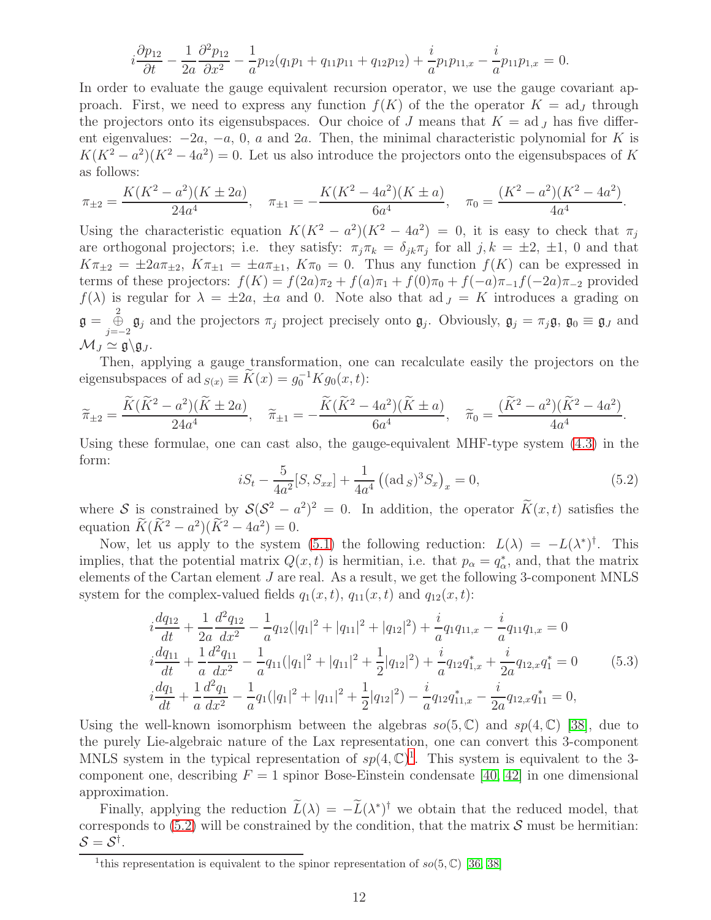$$i\frac{\partial p_{12}}{\partial t} - \frac{1}{2a}\frac{\partial^2 p_{12}}{\partial x^2} - \frac{1}{a}p_{12}(q_1p_1 + q_{11}p_{11} + q_{12}p_{12}) + \frac{i}{a}p_1p_{11,x} - \frac{i}{a}p_{11}p_{1,x} = 0.$$

In order to evaluate the gauge equivalent recursion operator, we use the gauge covariant approach. First, we need to express any function $f(K)$ of the the operator $K = \mathrm{ad}_J$ through the projectors onto its eigensubspaces. Our choice of $J$ means that $K = \mathrm{ad}_J$ has five different eigenvalues: $-2a$, $-a$, $0$, $a$ and $2a$. Then, the minimal characteristic polynomial for $K$ is $K(K^2 - a^2)(K^2 - 4a^2) = 0$. Let us also introduce the projectors onto the eigensubspaces of $K$ as follows:

$$\pi_{\pm 2} = \frac{K(K^2 - a^2)(K \pm 2a)}{24a^4}, \quad \pi_{\pm 1} = -\frac{K(K^2 - 4a^2)(K \pm a)}{6a^4}, \quad \pi_0 = \frac{(K^2 - a^2)(K^2 - 4a^2)}{4a^4}.$$

Using the characteristic equation $K(K^2 - a^2)(K^2 - 4a^2) = 0$, it is easy to check that $\pi_j$ are orthogonal projectors; i.e. they satisfy: $\pi_j\pi_k = \delta_{jk}\pi_j$ for all $j, k = \pm 2, \pm 1, 0$ and that $K\pi_{\pm 2} = \pm 2a\pi_{\pm 2}$, $K\pi_{\pm 1} = \pm a\pi_{\pm 1}$, $K\pi_0 = 0$. Thus any function $f(K)$ can be expressed in terms of these projectors: $f(K) = f(2a)\pi_2 + f(a)\pi_1 + f(0)\pi_0 + f(-a)\pi_{-1}f(-2a)\pi_{-2}$ provided $f(\lambda)$ is regular for $\lambda = \pm 2a$, $\pm a$ and $0$. Note also that $\mathrm{ad}_J = K$ introduces a grading on $\mathfrak{g} = \overset{2}{\underset{j=-2}{\oplus}} \mathfrak{g}_j$ and the projectors $\pi_j$ project precisely onto $\mathfrak{g}_j$. Obviously, $\mathfrak{g}_j = \pi_j\mathfrak{g}$, $\mathfrak{g}_0 \equiv \mathfrak{g}_J$ and $\mathcal{M}_J \simeq \mathfrak{g}\backslash\mathfrak{g}_J$.

Then, applying a gauge transformation, one can recalculate easily the projectors on the eigensubspaces of $\mathrm{ad}_{S(x)} \equiv \widetilde{K}(x) = g_0^{-1}Kg_0(x,t)$:

$$\widetilde{\pi}_{\pm 2} = \frac{\widetilde{K}(\widetilde{K}^2 - a^2)(\widetilde{K} \pm 2a)}{24a^4}, \quad \widetilde{\pi}_{\pm 1} = -\frac{\widetilde{K}(\widetilde{K}^2 - 4a^2)(\widetilde{K} \pm a)}{6a^4}, \quad \widetilde{\pi}_0 = \frac{(\widetilde{K}^2 - a^2)(\widetilde{K}^2 - 4a^2)}{4a^4}.$$

Using these formulae, one can cast also, the gauge-equivalent MHF-type system (4.3) in the form:

$$iS_t - \frac{5}{4a^2}[S, S_{xx}] + \frac{1}{4a^4}\left((\mathrm{ad}_S)^3 S_x\right)_x = 0, \tag{5.2}$$

where $\mathcal{S}$ is constrained by $\mathcal{S}(\mathcal{S}^2 - a^2)^2 = 0$. In addition, the operator $\widetilde{K}(x,t)$ satisfies the equation $\widetilde{K}(\widetilde{K}^2 - a^2)(\widetilde{K}^2 - 4a^2) = 0$.

Now, let us apply to the system (5.1) the following reduction: $L(\lambda) = -L(\lambda^*)^\dagger$. This implies, that the potential matrix $Q(x,t)$ is hermitian, i.e. that $p_\alpha = q_\alpha^*$, and, that the matrix elements of the Cartan element $J$ are real. As a result, we get the following 3-component MNLS system for the complex-valued fields $q_1(x,t)$, $q_{11}(x,t)$ and $q_{12}(x,t)$:

$$\begin{aligned}
&i\frac{dq_{12}}{dt} + \frac{1}{2a}\frac{d^2q_{12}}{dx^2} - \frac{1}{a}q_{12}(|q_1|^2 + |q_{11}|^2 + |q_{12}|^2) + \frac{i}{a}q_1q_{11,x} - \frac{i}{a}q_{11}q_{1,x} = 0 \\
&i\frac{dq_{11}}{dt} + \frac{1}{a}\frac{d^2q_{11}}{dx^2} - \frac{1}{a}q_{11}(|q_1|^2 + |q_{11}|^2 + \frac{1}{2}|q_{12}|^2) + \frac{i}{a}q_{12}q_{1,x}^* + \frac{i}{2a}q_{12,x}q_1^* = 0 \\
&i\frac{dq_1}{dt} + \frac{1}{a}\frac{d^2q_1}{dx^2} - \frac{1}{a}q_1(|q_1|^2 + |q_{11}|^2 + \frac{1}{2}|q_{12}|^2) - \frac{i}{a}q_{12}q_{11,x}^* - \frac{i}{2a}q_{12,x}q_{11}^* = 0,
\end{aligned} \tag{5.3}$$

Using the well-known isomorphism between the algebras $so(5,\mathbb{C})$ and $sp(4,\mathbb{C})$ [38], due to the purely Lie-algebraic nature of the Lax representation, one can convert this 3-component MNLS system in the typical representation of $sp(4,\mathbb{C})$[1]. This system is equivalent to the 3-component one, describing $F = 1$ spinor Bose-Einstein condensate [40, 42] in one dimensional approximation.

Finally, applying the reduction $\widetilde{L}(\lambda) = -\widetilde{L}(\lambda^*)^\dagger$ we obtain that the reduced model, that corresponds to (5.2) will be constrained by the condition, that the matrix $\mathcal{S}$ must be hermitian: $\mathcal{S} = \mathcal{S}^\dagger$.

---

[1] this representation is equivalent to the spinor representation of $so(5,\mathbb{C})$ [36, 38]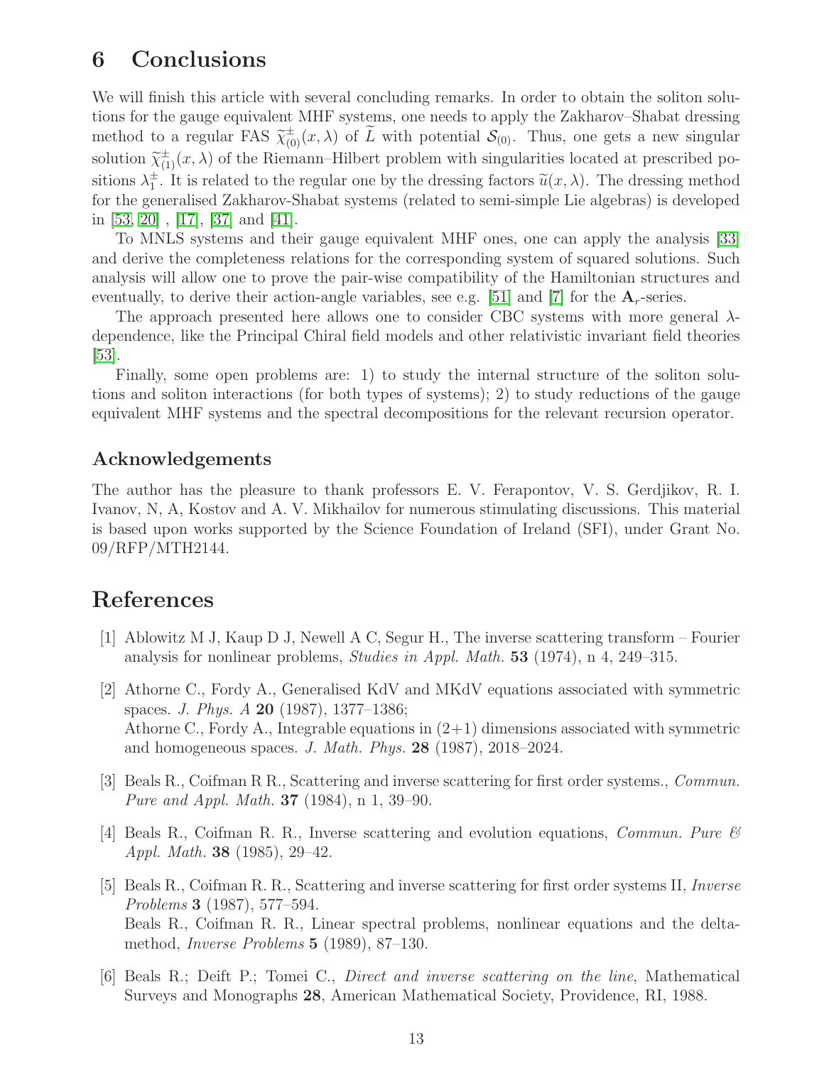# 6 Conclusions

We will finish this article with several concluding remarks. In order to obtain the soliton solutions for the gauge equivalent MHF systems, one needs to apply the Zakharov–Shabat dressing method to a regular FAS $\widetilde{\chi}^{\pm}_{(0)}(x,\lambda)$ of $\widetilde{L}$ with potential $\mathcal{S}_{(0)}$. Thus, one gets a new singular solution $\widetilde{\chi}^{\pm}_{(1)}(x,\lambda)$ of the Riemann–Hilbert problem with singularities located at prescribed positions $\lambda_1^{\pm}$. It is related to the regular one by the dressing factors $\widetilde{u}(x,\lambda)$. The dressing method for the generalised Zakharov-Shabat systems (related to semi-simple Lie algebras) is developed in [53, 20] , [17], [37] and [41].

To MNLS systems and their gauge equivalent MHF ones, one can apply the analysis [33] and derive the completeness relations for the corresponding system of squared solutions. Such analysis will allow one to prove the pair-wise compatibility of the Hamiltonian structures and eventually, to derive their action-angle variables, see e.g. [51] and [7] for the $\mathbf{A}_r$-series.

The approach presented here allows one to consider CBC systems with more general $\lambda$-dependence, like the Principal Chiral field models and other relativistic invariant field theories [53].

Finally, some open problems are: 1) to study the internal structure of the soliton solutions and soliton interactions (for both types of systems); 2) to study reductions of the gauge equivalent MHF systems and the spectral decompositions for the relevant recursion operator.

## Acknowledgements

The author has the pleasure to thank professors E. V. Ferapontov, V. S. Gerdjikov, R. I. Ivanov, N, A, Kostov and A. V. Mikhailov for numerous stimulating discussions. This material is based upon works supported by the Science Foundation of Ireland (SFI), under Grant No. 09/RFP/MTH2144.

# References

[1] Ablowitz M J, Kaup D J, Newell A C, Segur H., The inverse scattering transform – Fourier analysis for nonlinear problems, *Studies in Appl. Math.* **53** (1974), n 4, 249–315.

[2] Athorne C., Fordy A., Generalised KdV and MKdV equations associated with symmetric spaces. *J. Phys. A* **20** (1987), 1377–1386;
Athorne C., Fordy A., Integrable equations in (2+1) dimensions associated with symmetric and homogeneous spaces. *J. Math. Phys.* **28** (1987), 2018–2024.

[3] Beals R., Coifman R R., Scattering and inverse scattering for first order systems., *Commun. Pure and Appl. Math.* **37** (1984), n 1, 39–90.

[4] Beals R., Coifman R. R., Inverse scattering and evolution equations, *Commun. Pure & Appl. Math.* **38** (1985), 29–42.

[5] Beals R., Coifman R. R., Scattering and inverse scattering for first order systems II, *Inverse Problems* **3** (1987), 577–594.
Beals R., Coifman R. R., Linear spectral problems, nonlinear equations and the delta-method, *Inverse Problems* **5** (1989), 87–130.

[6] Beals R.; Deift P.; Tomei C., *Direct and inverse scattering on the line*, Mathematical Surveys and Monographs **28**, American Mathematical Society, Providence, RI, 1988.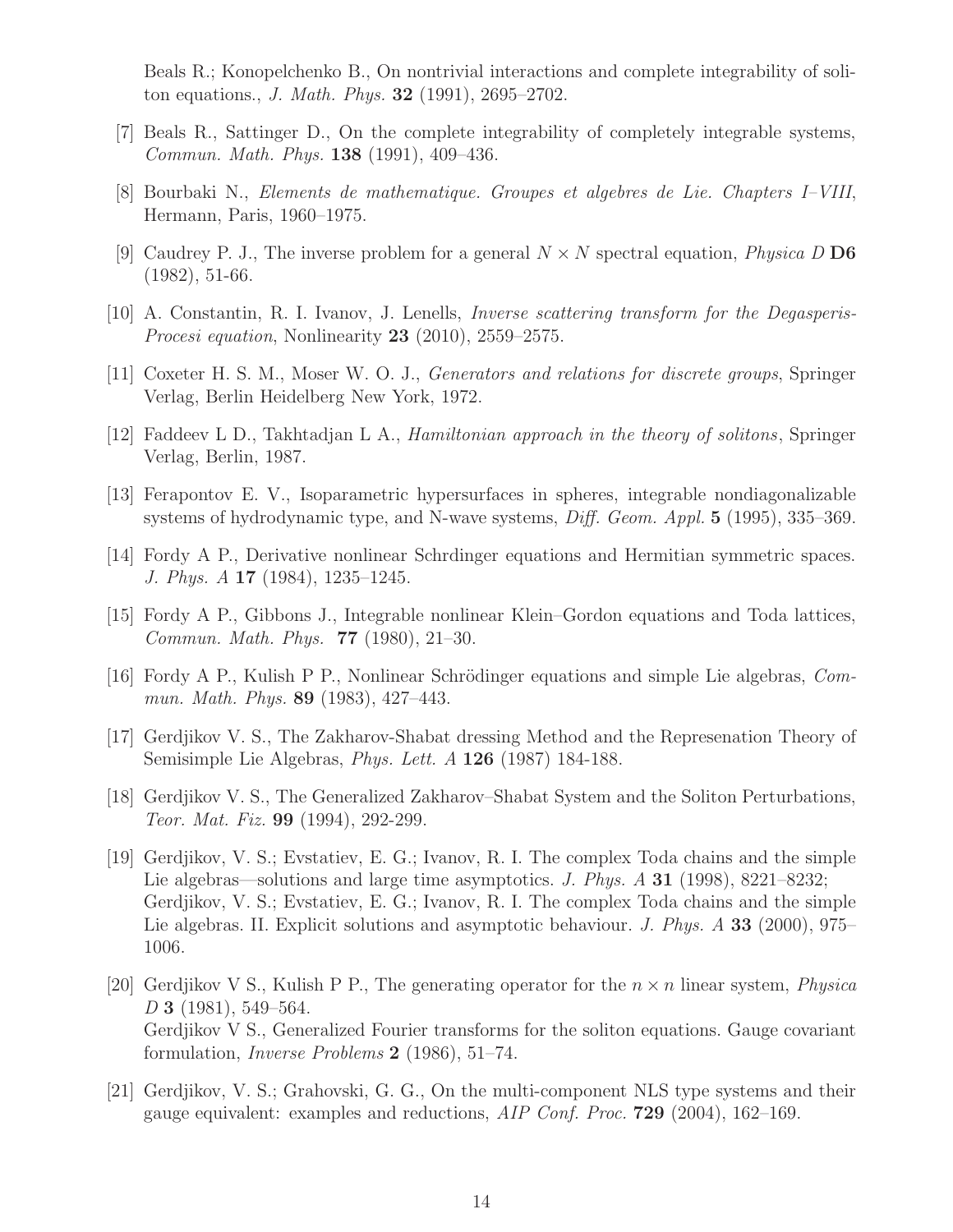Beals R.; Konopelchenko B., On nontrivial interactions and complete integrability of soliton equations., *J. Math. Phys.* **32** (1991), 2695–2702.

[7] Beals R., Sattinger D., On the complete integrability of completely integrable systems, *Commun. Math. Phys.* **138** (1991), 409–436.

[8] Bourbaki N., *Elements de mathematique. Groupes et algebres de Lie. Chapters I–VIII*, Hermann, Paris, 1960–1975.

[9] Caudrey P. J., The inverse problem for a general $N \times N$ spectral equation, *Physica D* **D6** (1982), 51-66.

[10] A. Constantin, R. I. Ivanov, J. Lenells, *Inverse scattering transform for the Degasperis-Procesi equation*, Nonlinearity **23** (2010), 2559–2575.

[11] Coxeter H. S. M., Moser W. O. J., *Generators and relations for discrete groups*, Springer Verlag, Berlin Heidelberg New York, 1972.

[12] Faddeev L D., Takhtadjan L A., *Hamiltonian approach in the theory of solitons*, Springer Verlag, Berlin, 1987.

[13] Ferapontov E. V., Isoparametric hypersurfaces in spheres, integrable nondiagonalizable systems of hydrodynamic type, and N-wave systems, *Diff. Geom. Appl.* **5** (1995), 335–369.

[14] Fordy A P., Derivative nonlinear Schrdinger equations and Hermitian symmetric spaces. *J. Phys. A* **17** (1984), 1235–1245.

[15] Fordy A P., Gibbons J., Integrable nonlinear Klein–Gordon equations and Toda lattices, *Commun. Math. Phys.* **77** (1980), 21–30.

[16] Fordy A P., Kulish P P., Nonlinear Schrödinger equations and simple Lie algebras, *Commun. Math. Phys.* **89** (1983), 427–443.

[17] Gerdjikov V. S., The Zakharov-Shabat dressing Method and the Represenation Theory of Semisimple Lie Algebras, *Phys. Lett. A* **126** (1987) 184-188.

[18] Gerdjikov V. S., The Generalized Zakharov–Shabat System and the Soliton Perturbations, *Teor. Mat. Fiz.* **99** (1994), 292-299.

[19] Gerdjikov, V. S.; Evstatiev, E. G.; Ivanov, R. I. The complex Toda chains and the simple Lie algebras—solutions and large time asymptotics. *J. Phys. A* **31** (1998), 8221–8232; Gerdjikov, V. S.; Evstatiev, E. G.; Ivanov, R. I. The complex Toda chains and the simple Lie algebras. II. Explicit solutions and asymptotic behaviour. *J. Phys. A* **33** (2000), 975–1006.

[20] Gerdjikov V S., Kulish P P., The generating operator for the $n \times n$ linear system, *Physica D* **3** (1981), 549–564.
Gerdjikov V S., Generalized Fourier transforms for the soliton equations. Gauge covariant formulation, *Inverse Problems* **2** (1986), 51–74.

[21] Gerdjikov, V. S.; Grahovski, G. G., On the multi-component NLS type systems and their gauge equivalent: examples and reductions, *AIP Conf. Proc.* **729** (2004), 162–169.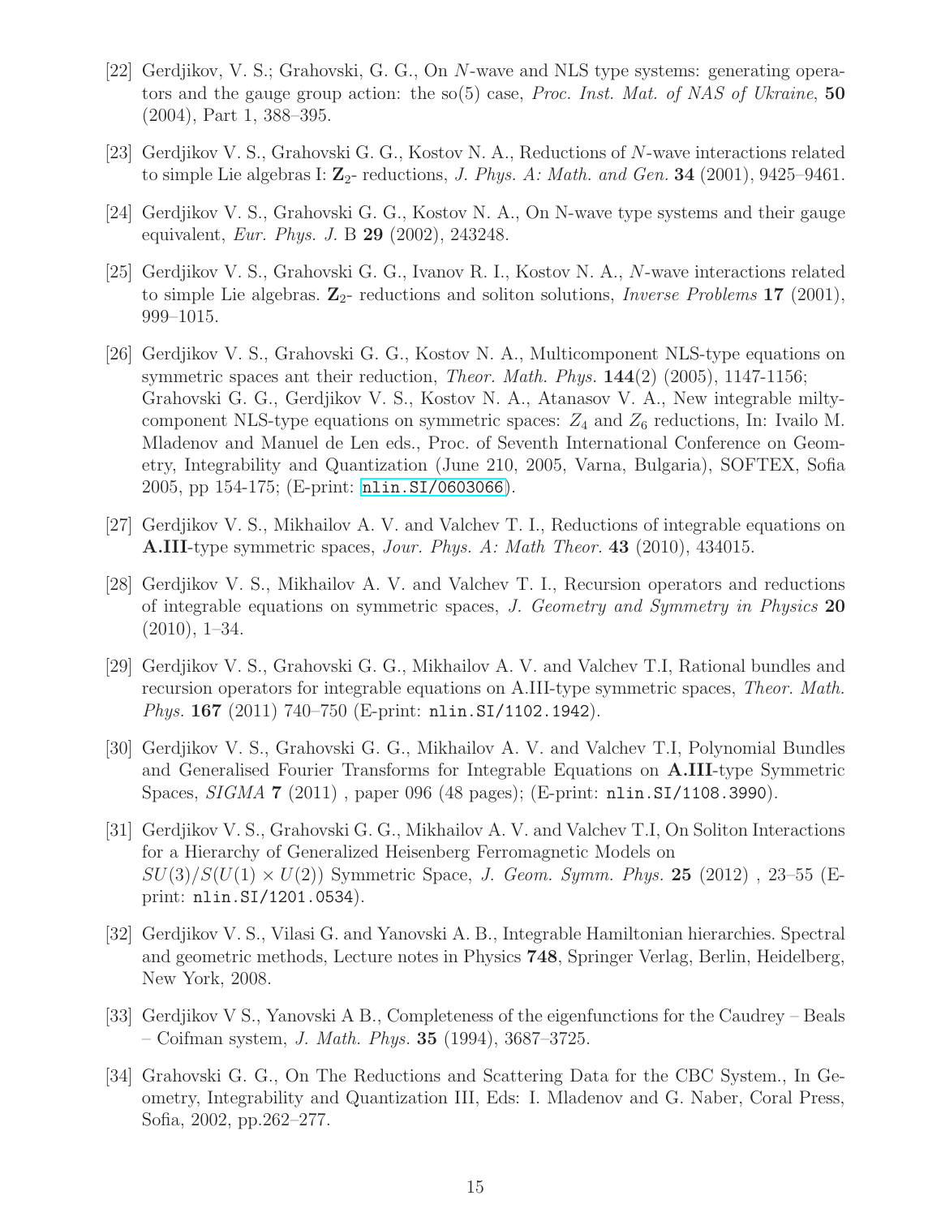[22] Gerdjikov, V. S.; Grahovski, G. G., On $N$-wave and NLS type systems: generating operators and the gauge group action: the so(5) case, *Proc. Inst. Mat. of NAS of Ukraine*, **50** (2004), Part 1, 388–395.

[23] Gerdjikov V. S., Grahovski G. G., Kostov N. A., Reductions of $N$-wave interactions related to simple Lie algebras I: $\mathbf{Z}_2$- reductions, *J. Phys. A: Math. and Gen.* **34** (2001), 9425–9461.

[24] Gerdjikov V. S., Grahovski G. G., Kostov N. A., On N-wave type systems and their gauge equivalent, *Eur. Phys. J.* B **29** (2002), 243248.

[25] Gerdjikov V. S., Grahovski G. G., Ivanov R. I., Kostov N. A., $N$-wave interactions related to simple Lie algebras. $\mathbf{Z}_2$- reductions and soliton solutions, *Inverse Problems* **17** (2001), 999–1015.

[26] Gerdjikov V. S., Grahovski G. G., Kostov N. A., Multicomponent NLS-type equations on symmetric spaces ant their reduction, *Theor. Math. Phys.* **144**(2) (2005), 1147-1156; Grahovski G. G., Gerdjikov V. S., Kostov N. A., Atanasov V. A., New integrable miltycomponent NLS-type equations on symmetric spaces: $Z_4$ and $Z_6$ reductions, In: Ivailo M. Mladenov and Manuel de Len eds., Proc. of Seventh International Conference on Geometry, Integrability and Quantization (June 210, 2005, Varna, Bulgaria), SOFTEX, Sofia 2005, pp 154-175; (E-print: nlin.SI/0603066).

[27] Gerdjikov V. S., Mikhailov A. V. and Valchev T. I., Reductions of integrable equations on **A.III**-type symmetric spaces, *Jour. Phys. A: Math Theor.* **43** (2010), 434015.

[28] Gerdjikov V. S., Mikhailov A. V. and Valchev T. I., Recursion operators and reductions of integrable equations on symmetric spaces, *J. Geometry and Symmetry in Physics* **20** (2010), 1–34.

[29] Gerdjikov V. S., Grahovski G. G., Mikhailov A. V. and Valchev T.I, Rational bundles and recursion operators for integrable equations on A.III-type symmetric spaces, *Theor. Math. Phys.* **167** (2011) 740–750 (E-print: nlin.SI/1102.1942).

[30] Gerdjikov V. S., Grahovski G. G., Mikhailov A. V. and Valchev T.I, Polynomial Bundles and Generalised Fourier Transforms for Integrable Equations on **A.III**-type Symmetric Spaces, *SIGMA* **7** (2011) , paper 096 (48 pages); (E-print: nlin.SI/1108.3990).

[31] Gerdjikov V. S., Grahovski G. G., Mikhailov A. V. and Valchev T.I, On Soliton Interactions for a Hierarchy of Generalized Heisenberg Ferromagnetic Models on $SU(3)/S(U(1) \times U(2))$ Symmetric Space, *J. Geom. Symm. Phys.* **25** (2012) , 23–55 (E-print: nlin.SI/1201.0534).

[32] Gerdjikov V. S., Vilasi G. and Yanovski A. B., Integrable Hamiltonian hierarchies. Spectral and geometric methods, Lecture notes in Physics **748**, Springer Verlag, Berlin, Heidelberg, New York, 2008.

[33] Gerdjikov V S., Yanovski A B., Completeness of the eigenfunctions for the Caudrey – Beals – Coifman system, *J. Math. Phys.* **35** (1994), 3687–3725.

[34] Grahovski G. G., On The Reductions and Scattering Data for the CBC System., In Geometry, Integrability and Quantization III, Eds: I. Mladenov and G. Naber, Coral Press, Sofia, 2002, pp.262–277.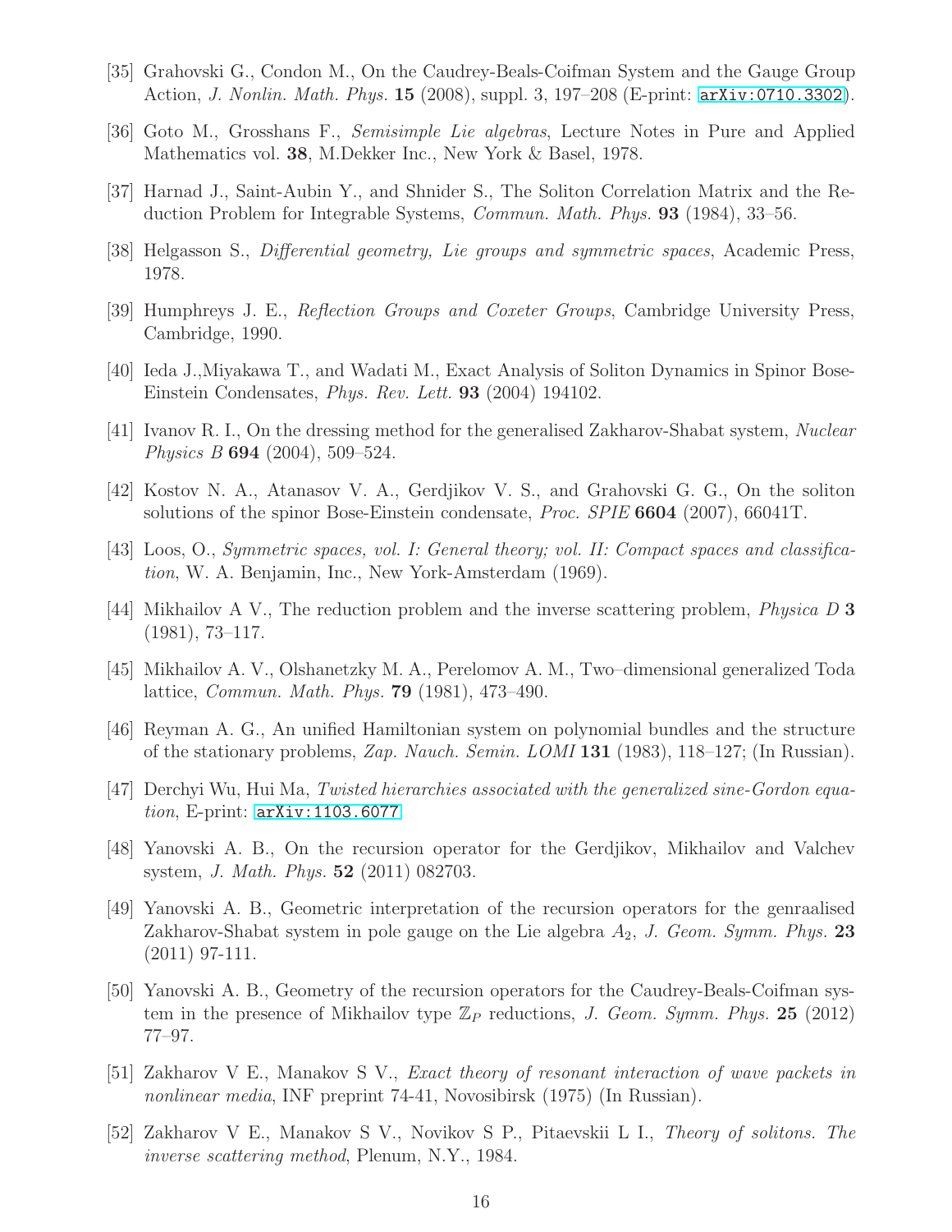[35] Grahovski G., Condon M., On the Caudrey-Beals-Coifman System and the Gauge Group Action, *J. Nonlin. Math. Phys.* **15** (2008), suppl. 3, 197–208 (E-print: arXiv:0710.3302).

[36] Goto M., Grosshans F., *Semisimple Lie algebras*, Lecture Notes in Pure and Applied Mathematics vol. **38**, M.Dekker Inc., New York & Basel, 1978.

[37] Harnad J., Saint-Aubin Y., and Shnider S., The Soliton Correlation Matrix and the Reduction Problem for Integrable Systems, *Commun. Math. Phys.* **93** (1984), 33–56.

[38] Helgasson S., *Differential geometry, Lie groups and symmetric spaces*, Academic Press, 1978.

[39] Humphreys J. E., *Reflection Groups and Coxeter Groups*, Cambridge University Press, Cambridge, 1990.

[40] Ieda J.,Miyakawa T., and Wadati M., Exact Analysis of Soliton Dynamics in Spinor Bose-Einstein Condensates, *Phys. Rev. Lett.* **93** (2004) 194102.

[41] Ivanov R. I., On the dressing method for the generalised Zakharov-Shabat system, *Nuclear Physics B* **694** (2004), 509–524.

[42] Kostov N. A., Atanasov V. A., Gerdjikov V. S., and Grahovski G. G., On the soliton solutions of the spinor Bose-Einstein condensate, *Proc. SPIE* **6604** (2007), 66041T.

[43] Loos, O., *Symmetric spaces, vol. I: General theory; vol. II: Compact spaces and classification*, W. A. Benjamin, Inc., New York-Amsterdam (1969).

[44] Mikhailov A V., The reduction problem and the inverse scattering problem, *Physica D* **3** (1981), 73–117.

[45] Mikhailov A. V., Olshanetzky M. A., Perelomov A. M., Two–dimensional generalized Toda lattice, *Commun. Math. Phys.* **79** (1981), 473–490.

[46] Reyman A. G., An unified Hamiltonian system on polynomial bundles and the structure of the stationary problems, *Zap. Nauch. Semin. LOMI* **131** (1983), 118–127; (In Russian).

[47] Derchyi Wu, Hui Ma, *Twisted hierarchies associated with the generalized sine-Gordon equation*, E-print: arXiv:1103.6077

[48] Yanovski A. B., On the recursion operator for the Gerdjikov, Mikhailov and Valchev system, *J. Math. Phys.* **52** (2011) 082703.

[49] Yanovski A. B., Geometric interpretation of the recursion operators for the genraalised Zakharov-Shabat system in pole gauge on the Lie algebra $A_2$, *J. Geom. Symm. Phys.* **23** (2011) 97-111.

[50] Yanovski A. B., Geometry of the recursion operators for the Caudrey-Beals-Coifman system in the presence of Mikhailov type $\mathbb{Z}_P$ reductions, *J. Geom. Symm. Phys.* **25** (2012) 77–97.

[51] Zakharov V E., Manakov S V., *Exact theory of resonant interaction of wave packets in nonlinear media*, INF preprint 74-41, Novosibirsk (1975) (In Russian).

[52] Zakharov V E., Manakov S V., Novikov S P., Pitaevskii L I., *Theory of solitons. The inverse scattering method*, Plenum, N.Y., 1984.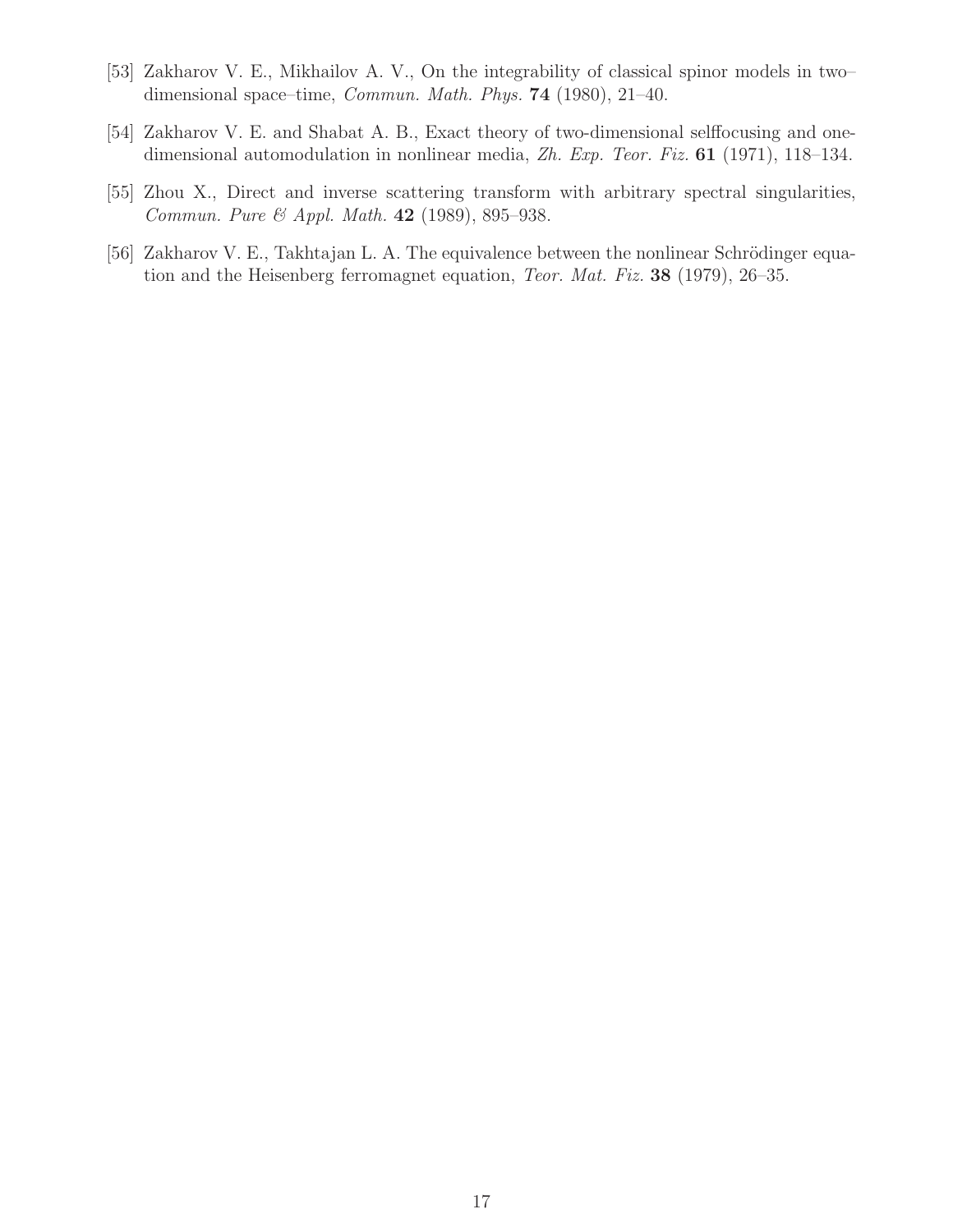[53] Zakharov V. E., Mikhailov A. V., On the integrability of classical spinor models in two–dimensional space–time, *Commun. Math. Phys.* **74** (1980), 21–40.

[54] Zakharov V. E. and Shabat A. B., Exact theory of two-dimensional selffocusing and one-dimensional automodulation in nonlinear media, *Zh. Exp. Teor. Fiz.* **61** (1971), 118–134.

[55] Zhou X., Direct and inverse scattering transform with arbitrary spectral singularities, *Commun. Pure & Appl. Math.* **42** (1989), 895–938.

[56] Zakharov V. E., Takhtajan L. A. The equivalence between the nonlinear Schrödinger equation and the Heisenberg ferromagnet equation, *Teor. Mat. Fiz.* **38** (1979), 26–35.